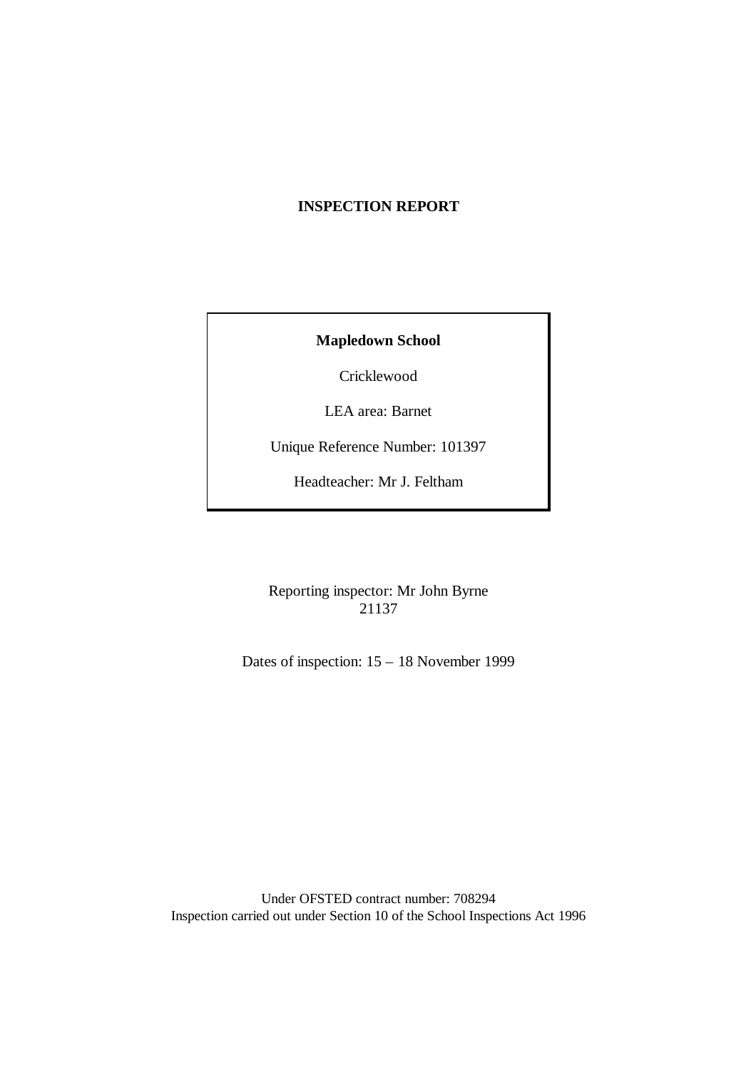# INSPECTION REPORT

**Mapledown School**

Cricklewood

LEA area: Barnet

Unique Reference Number: 101397

Headteacher: Mr J. Feltham

Reporting inspector: Mr John Byrne
21137

Dates of inspection: 15 – 18 November 1999

Under OFSTED contract number: 708294
Inspection carried out under Section 10 of the School Inspections Act 1996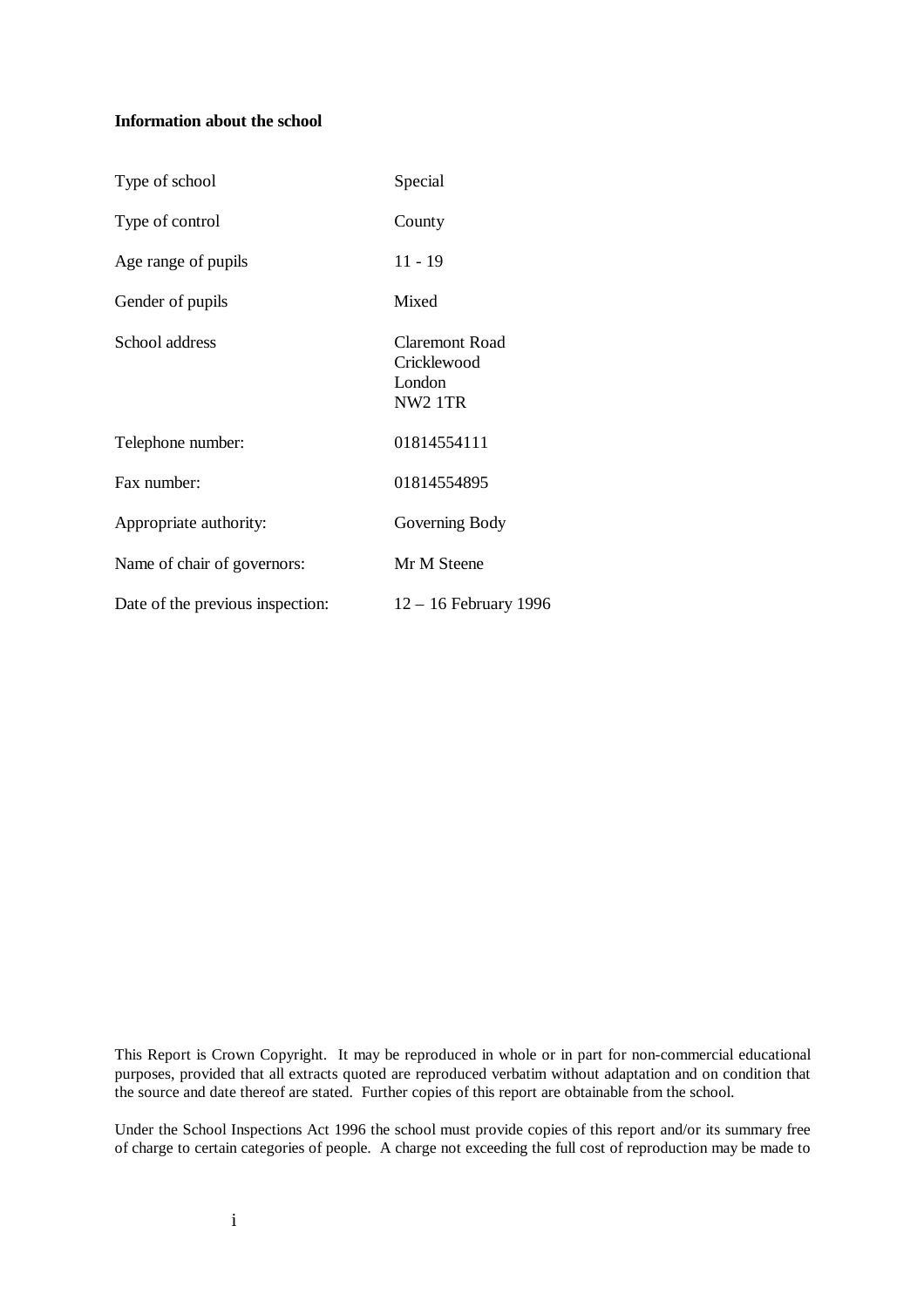**Information about the school**

| | |
|---|---|
| Type of school | Special |
| Type of control | County |
| Age range of pupils | 11 - 19 |
| Gender of pupils | Mixed |
| School address | Claremont Road<br>Cricklewood<br>London<br>NW2 1TR |
| Telephone number: | 01814554111 |
| Fax number: | 01814554895 |
| Appropriate authority: | Governing Body |
| Name of chair of governors: | Mr M Steene |
| Date of the previous inspection: | 12 – 16 February 1996 |

This Report is Crown Copyright. It may be reproduced in whole or in part for non-commercial educational purposes, provided that all extracts quoted are reproduced verbatim without adaptation and on condition that the source and date thereof are stated. Further copies of this report are obtainable from the school.

Under the School Inspections Act 1996 the school must provide copies of this report and/or its summary free of charge to certain categories of people. A charge not exceeding the full cost of reproduction may be made to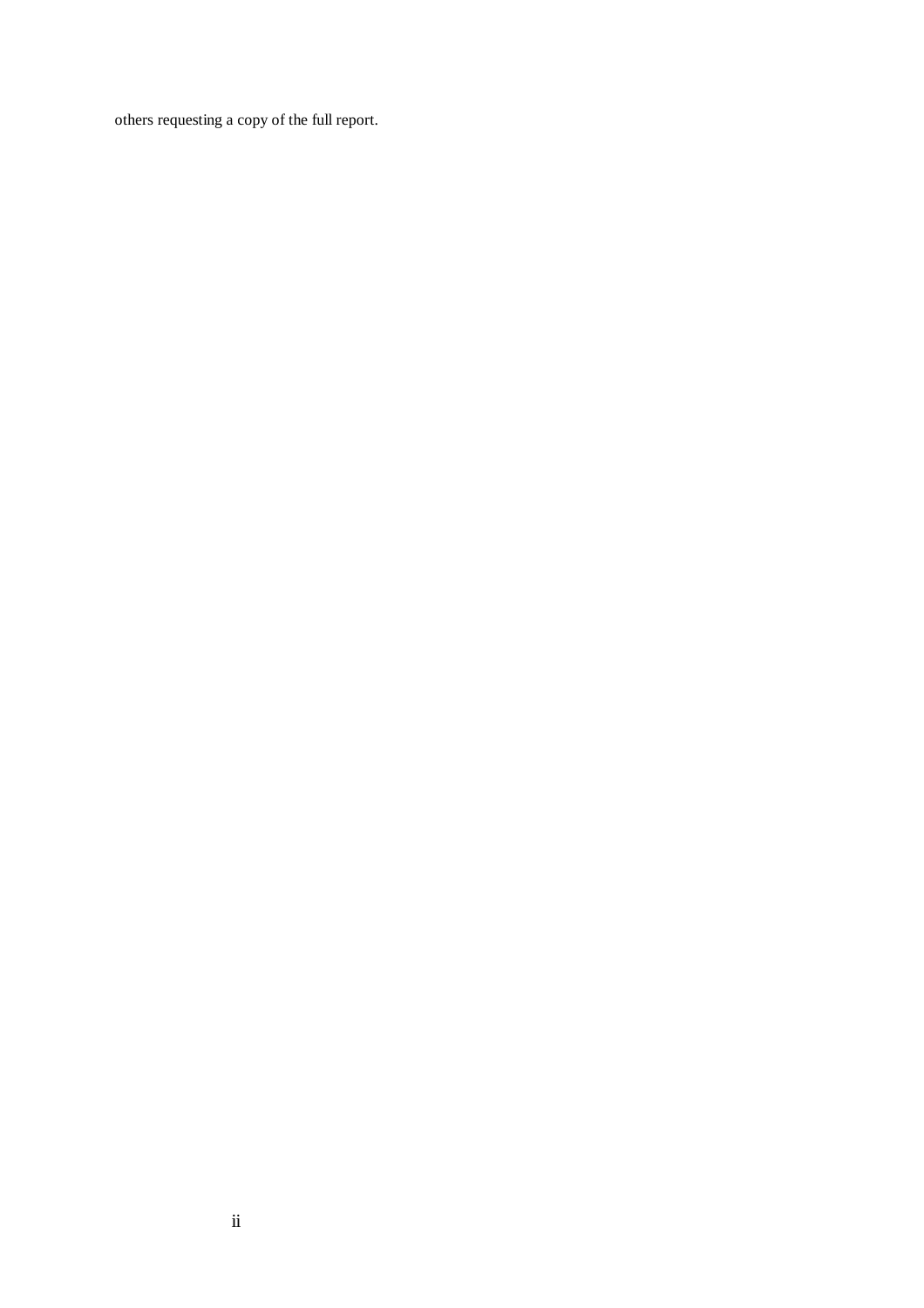others requesting a copy of the full report.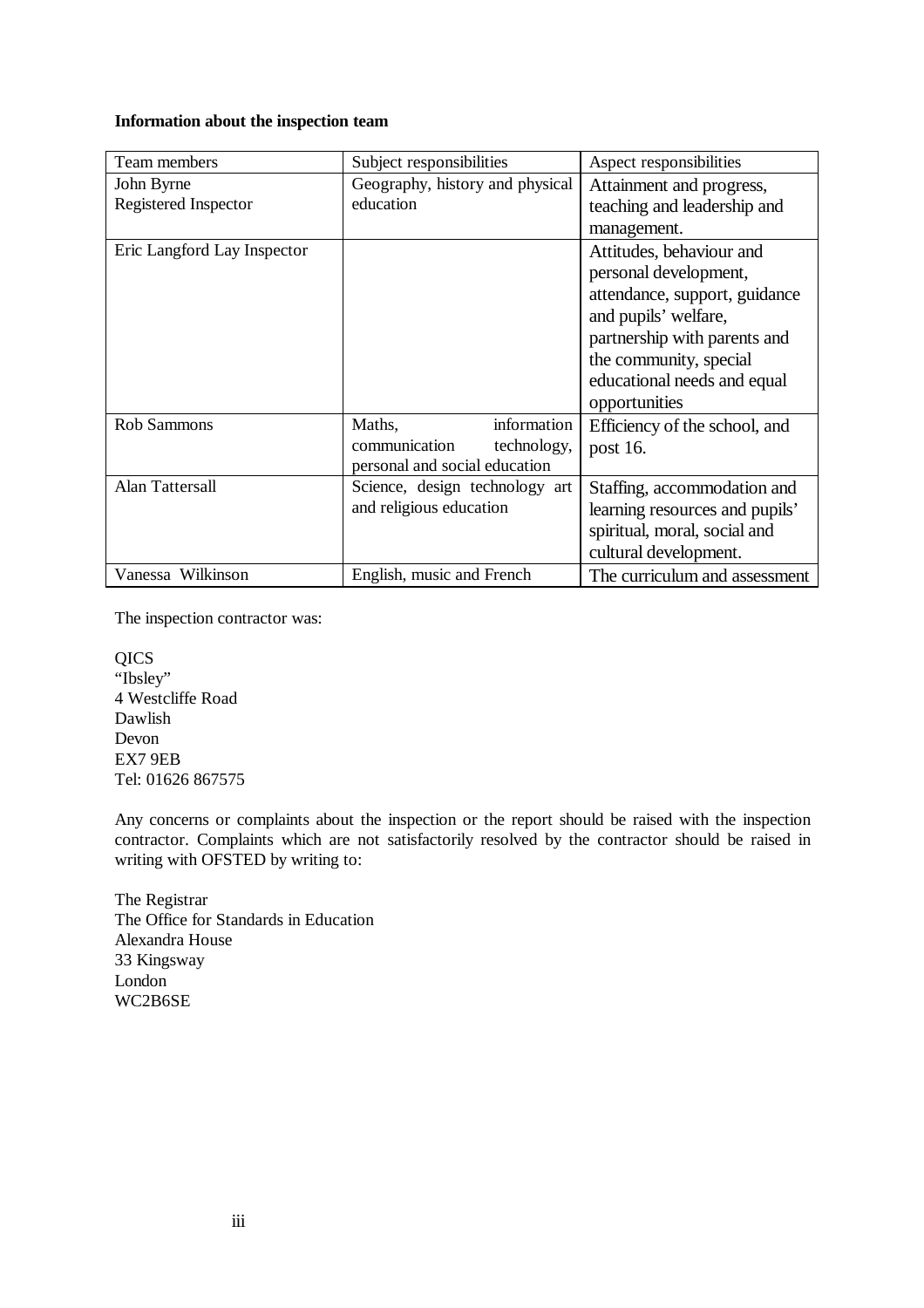**Information about the inspection team**

| Team members | Subject responsibilities | Aspect responsibilities |
| --- | --- | --- |
| John Byrne<br>Registered Inspector | Geography, history and physical education | Attainment and progress, teaching and leadership and management. |
| Eric Langford Lay Inspector | | Attitudes, behaviour and personal development, attendance, support, guidance and pupils' welfare, partnership with parents and the community, special educational needs and equal opportunities |
| Rob Sammons | Maths, information communication technology, personal and social education | Efficiency of the school, and post 16. |
| Alan Tattersall | Science, design technology art and religious education | Staffing, accommodation and learning resources and pupils' spiritual, moral, social and cultural development. |
| Vanessa Wilkinson | English, music and French | The curriculum and assessment |

The inspection contractor was:

QICS
"Ibsley"
4 Westcliffe Road
Dawlish
Devon
EX7 9EB
Tel: 01626 867575

Any concerns or complaints about the inspection or the report should be raised with the inspection contractor. Complaints which are not satisfactorily resolved by the contractor should be raised in writing with OFSTED by writing to:

The Registrar
The Office for Standards in Education
Alexandra House
33 Kingsway
London
WC2B6SE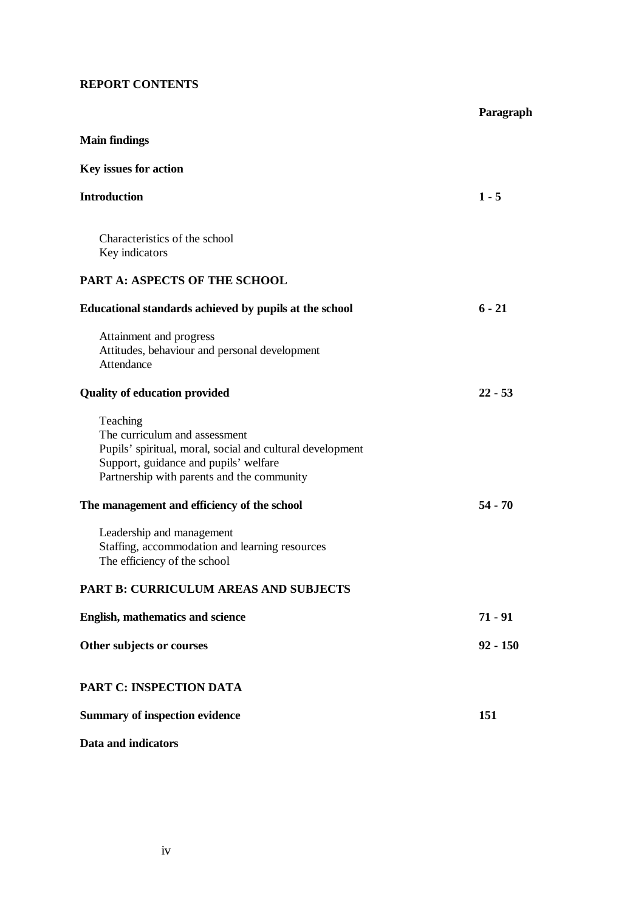**REPORT CONTENTS**

| | Paragraph |
|---|---|
| **Main findings** | |
| **Key issues for action** | |
| **Introduction** | **1 - 5** |
| Characteristics of the school<br>Key indicators | |
| **PART A: ASPECTS OF THE SCHOOL** | |
| **Educational standards achieved by pupils at the school** | **6 - 21** |
| Attainment and progress<br>Attitudes, behaviour and personal development<br>Attendance | |
| **Quality of education provided** | **22 - 53** |
| Teaching<br>The curriculum and assessment<br>Pupils' spiritual, moral, social and cultural development<br>Support, guidance and pupils' welfare<br>Partnership with parents and the community | |
| **The management and efficiency of the school** | **54 - 70** |
| Leadership and management<br>Staffing, accommodation and learning resources<br>The efficiency of the school | |
| **PART B: CURRICULUM AREAS AND SUBJECTS** | |
| **English, mathematics and science** | **71 - 91** |
| **Other subjects or courses** | **92 - 150** |
| **PART C: INSPECTION DATA** | |
| **Summary of inspection evidence** | **151** |
| **Data and indicators** | |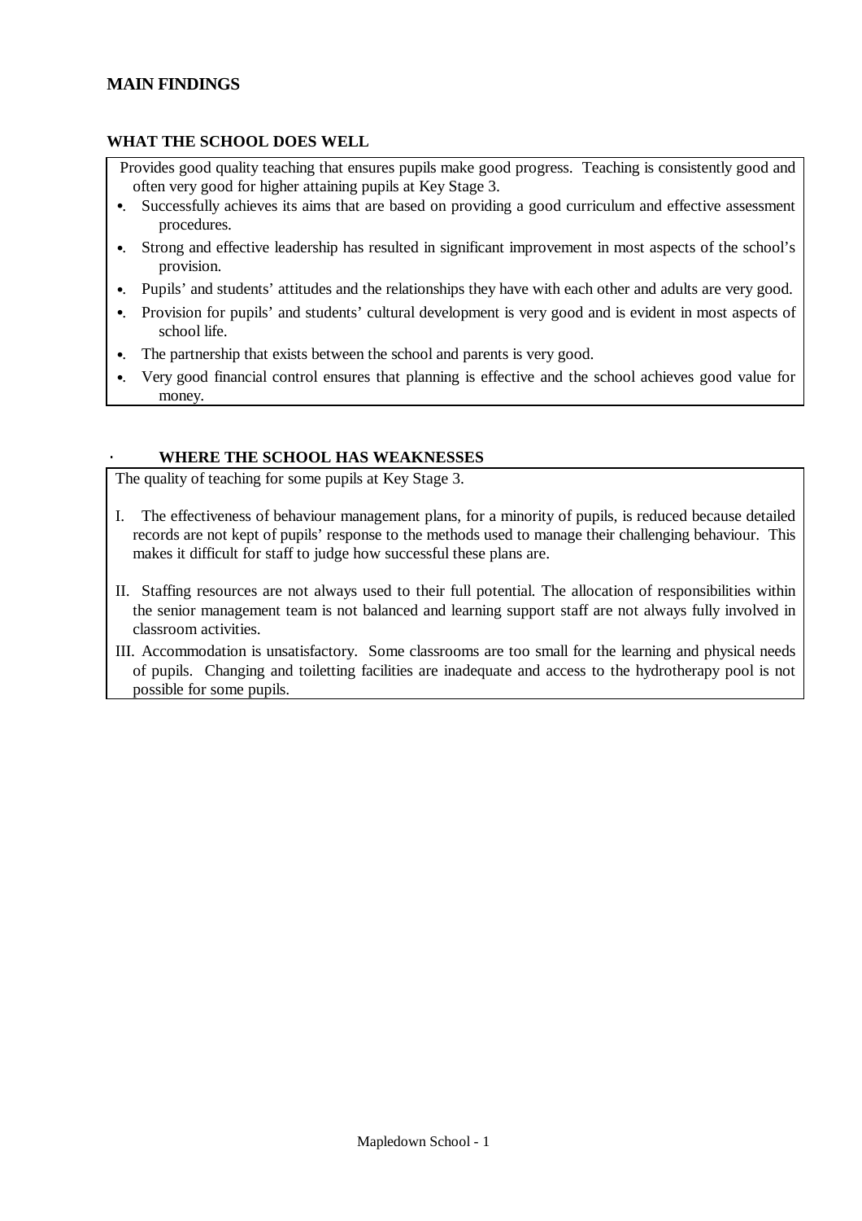## MAIN FINDINGS

### WHAT THE SCHOOL DOES WELL

- Provides good quality teaching that ensures pupils make good progress. Teaching is consistently good and often very good for higher attaining pupils at Key Stage 3.
- Successfully achieves its aims that are based on providing a good curriculum and effective assessment procedures.
- Strong and effective leadership has resulted in significant improvement in most aspects of the school's provision.
- Pupils' and students' attitudes and the relationships they have with each other and adults are very good.
- Provision for pupils' and students' cultural development is very good and is evident in most aspects of school life.
- The partnership that exists between the school and parents is very good.
- Very good financial control ensures that planning is effective and the school achieves good value for money.

### WHERE THE SCHOOL HAS WEAKNESSES

The quality of teaching for some pupils at Key Stage 3.

I. The effectiveness of behaviour management plans, for a minority of pupils, is reduced because detailed records are not kept of pupils' response to the methods used to manage their challenging behaviour. This makes it difficult for staff to judge how successful these plans are.

II. Staffing resources are not always used to their full potential. The allocation of responsibilities within the senior management team is not balanced and learning support staff are not always fully involved in classroom activities.

III. Accommodation is unsatisfactory. Some classrooms are too small for the learning and physical needs of pupils. Changing and toiletting facilities are inadequate and access to the hydrotherapy pool is not possible for some pupils.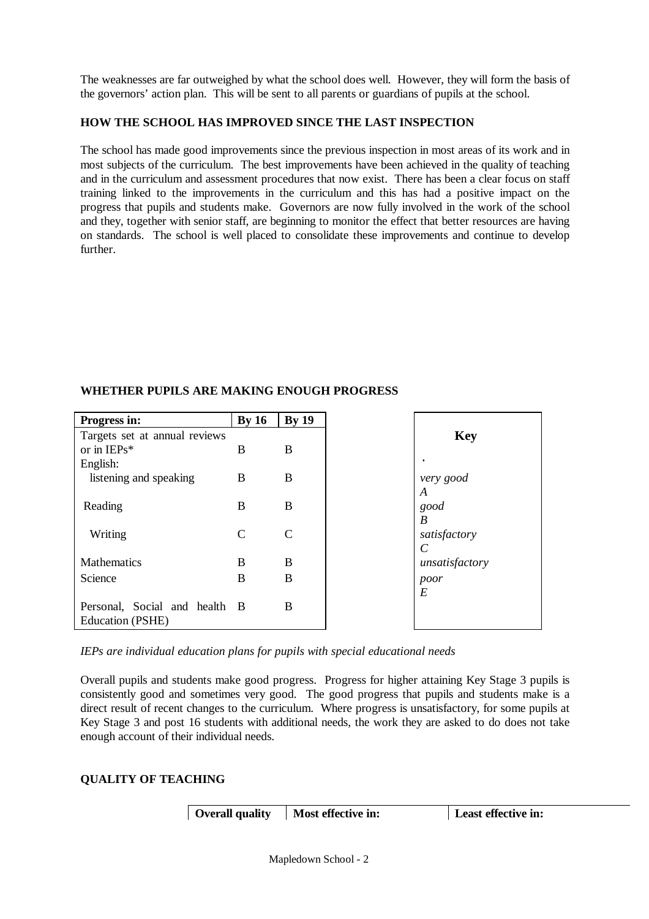The weaknesses are far outweighed by what the school does well. However, they will form the basis of the governors' action plan. This will be sent to all parents or guardians of pupils at the school.

### HOW THE SCHOOL HAS IMPROVED SINCE THE LAST INSPECTION

The school has made good improvements since the previous inspection in most areas of its work and in most subjects of the curriculum. The best improvements have been achieved in the quality of teaching and in the curriculum and assessment procedures that now exist. There has been a clear focus on staff training linked to the improvements in the curriculum and this has had a positive impact on the progress that pupils and students make. Governors are now fully involved in the work of the school and they, together with senior staff, are beginning to monitor the effect that better resources are having on standards. The school is well placed to consolidate these improvements and continue to develop further.

### WHETHER PUPILS ARE MAKING ENOUGH PROGRESS

| Progress in: | By 16 | By 19 |
|---|---|---|
| Targets set at annual reviews or in IEPs* | B | B |
| English: | | |
| listening and speaking | B | B |
| Reading | B | B |
| Writing | C | C |
| Mathematics | B | B |
| Science | B | B |
| Personal, Social and health Education (PSHE) | B | B |

| Key | |
|---|---|
| *very good* | *A* |
| *good* | *B* |
| *satisfactory* | *C* |
| *unsatisfactory* | |
| *poor* | *E* |

*IEPs are individual education plans for pupils with special educational needs*

Overall pupils and students make good progress. Progress for higher attaining Key Stage 3 pupils is consistently good and sometimes very good. The good progress that pupils and students make is a direct result of recent changes to the curriculum. Where progress is unsatisfactory, for some pupils at Key Stage 3 and post 16 students with additional needs, the work they are asked to do does not take enough account of their individual needs.

### QUALITY OF TEACHING

| | Overall quality | Most effective in: | Least effective in: |
|---|---|---|---|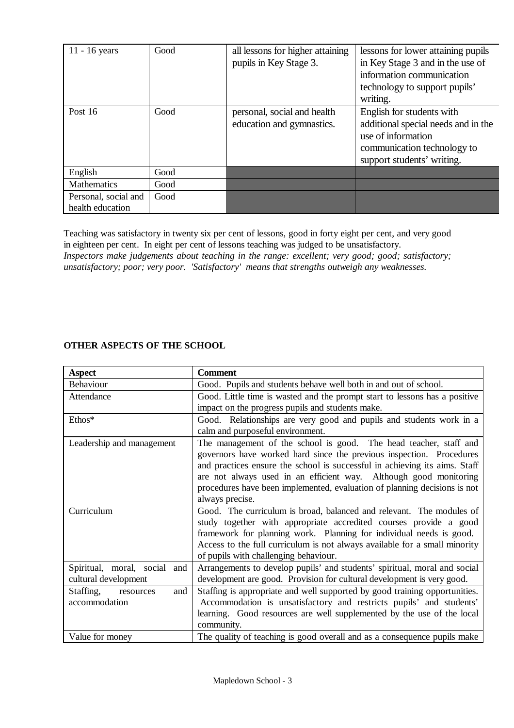| | | | |
|---|---|---|---|
| 11 - 16 years | Good | all lessons for higher attaining pupils in Key Stage 3. | lessons for lower attaining pupils in Key Stage 3 and in the use of information communication technology to support pupils' writing. |
| Post 16 | Good | personal, social and health education and gymnastics. | English for students with additional special needs and in the use of information communication technology to support students' writing. |
| English | Good | | |
| Mathematics | Good | | |
| Personal, social and health education | Good | | |

Teaching was satisfactory in twenty six per cent of lessons, good in forty eight per cent, and very good in eighteen per cent. In eight per cent of lessons teaching was judged to be unsatisfactory.
*Inspectors make judgements about teaching in the range: excellent; very good; good; satisfactory; unsatisfactory; poor; very poor. 'Satisfactory' means that strengths outweigh any weaknesses.*

**OTHER ASPECTS OF THE SCHOOL**

| **Aspect** | **Comment** |
|---|---|
| Behaviour | Good. Pupils and students behave well both in and out of school. |
| Attendance | Good. Little time is wasted and the prompt start to lessons has a positive impact on the progress pupils and students make. |
| Ethos* | Good. Relationships are very good and pupils and students work in a calm and purposeful environment. |
| Leadership and management | The management of the school is good. The head teacher, staff and governors have worked hard since the previous inspection. Procedures and practices ensure the school is successful in achieving its aims. Staff are not always used in an efficient way. Although good monitoring procedures have been implemented, evaluation of planning decisions is not always precise. |
| Curriculum | Good. The curriculum is broad, balanced and relevant. The modules of study together with appropriate accredited courses provide a good framework for planning work. Planning for individual needs is good. Access to the full curriculum is not always available for a small minority of pupils with challenging behaviour. |
| Spiritual, moral, social and cultural development | Arrangements to develop pupils' and students' spiritual, moral and social development are good. Provision for cultural development is very good. |
| Staffing, resources and accommodation | Staffing is appropriate and well supported by good training opportunities. Accommodation is unsatisfactory and restricts pupils' and students' learning. Good resources are well supplemented by the use of the local community. |
| Value for money | The quality of teaching is good overall and as a consequence pupils make |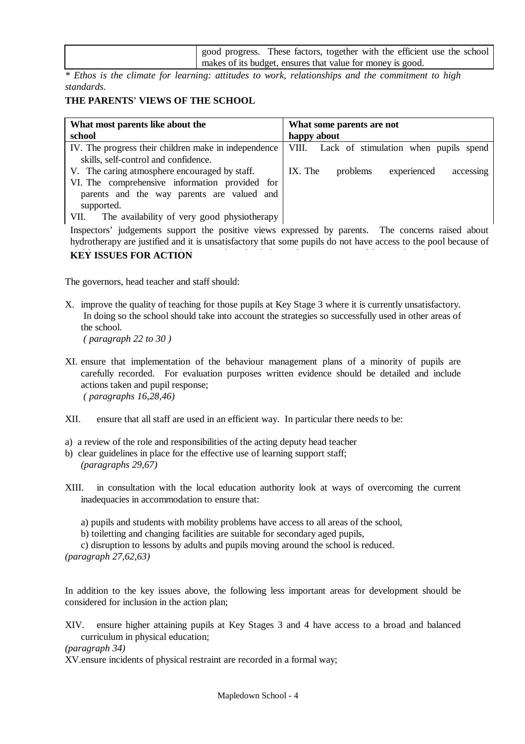| | good progress. These factors, together with the efficient use the school makes of its budget, ensures that value for money is good. |
|---|---|

*\* Ethos is the climate for learning: attitudes to work, relationships and the commitment to high standards.*

**THE PARENTS' VIEWS OF THE SCHOOL**

| **What most parents like about the school** | **What some parents are not happy about** |
|---|---|
| IV. The progress their children make in independence skills, self-control and confidence.<br>V. The caring atmosphere encouraged by staff.<br>VI. The comprehensive information provided for parents and the way parents are valued and supported.<br>VII. The availability of very good physiotherapy | VIII. Lack of stimulation when pupils spend<br>IX. The problems experienced accessing |

Inspectors' judgements support the positive views expressed by parents. The concerns raised about hydrotherapy are justified and it is unsatisfactory that some pupils do not have access to the pool because of

**KEY ISSUES FOR ACTION**

The governors, head teacher and staff should:

X. improve the quality of teaching for those pupils at Key Stage 3 where it is currently unsatisfactory. In doing so the school should take into account the strategies so successfully used in other areas of the school.
*( paragraph 22 to 30 )*

XI. ensure that implementation of the behaviour management plans of a minority of pupils are carefully recorded. For evaluation purposes written evidence should be detailed and include actions taken and pupil response;
*( paragraphs 16,28,46)*

XII. ensure that all staff are used in an efficient way. In particular there needs to be:

a) a review of the role and responsibilities of the acting deputy head teacher
b) clear guidelines in place for the effective use of learning support staff;
*(paragraphs 29,67)*

XIII. in consultation with the local education authority look at ways of overcoming the current inadequacies in accommodation to ensure that:

a) pupils and students with mobility problems have access to all areas of the school,
b) toiletting and changing facilities are suitable for secondary aged pupils,
c) disruption to lessons by adults and pupils moving around the school is reduced.
*(paragraph 27,62,63)*

In addition to the key issues above, the following less important areas for development should be considered for inclusion in the action plan;

XIV. ensure higher attaining pupils at Key Stages 3 and 4 have access to a broad and balanced curriculum in physical education;
*(paragraph 34)*

XV. ensure incidents of physical restraint are recorded in a formal way;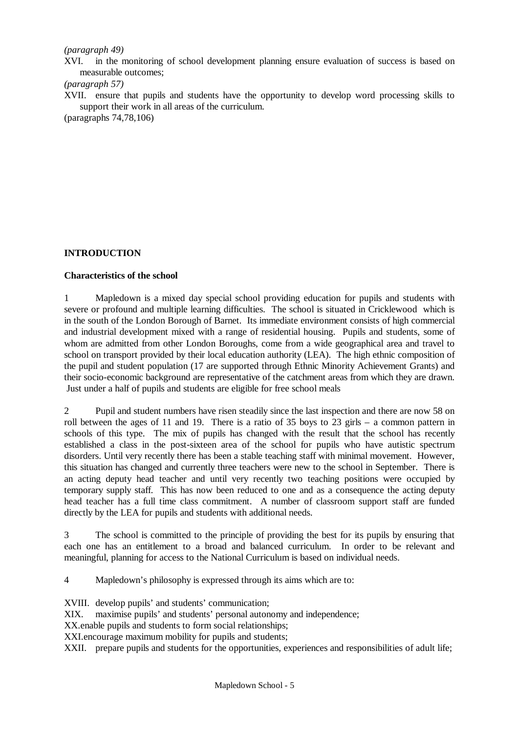*(paragraph 49)*

XVI. in the monitoring of school development planning ensure evaluation of success is based on measurable outcomes;

*(paragraph 57)*

XVII. ensure that pupils and students have the opportunity to develop word processing skills to support their work in all areas of the curriculum.

(paragraphs 74,78,106)

## INTRODUCTION

### Characteristics of the school

1 Mapledown is a mixed day special school providing education for pupils and students with severe or profound and multiple learning difficulties. The school is situated in Cricklewood which is in the south of the London Borough of Barnet. Its immediate environment consists of high commercial and industrial development mixed with a range of residential housing. Pupils and students, some of whom are admitted from other London Boroughs, come from a wide geographical area and travel to school on transport provided by their local education authority (LEA). The high ethnic composition of the pupil and student population (17 are supported through Ethnic Minority Achievement Grants) and their socio-economic background are representative of the catchment areas from which they are drawn. Just under a half of pupils and students are eligible for free school meals

2 Pupil and student numbers have risen steadily since the last inspection and there are now 58 on roll between the ages of 11 and 19. There is a ratio of 35 boys to 23 girls – a common pattern in schools of this type. The mix of pupils has changed with the result that the school has recently established a class in the post-sixteen area of the school for pupils who have autistic spectrum disorders. Until very recently there has been a stable teaching staff with minimal movement. However, this situation has changed and currently three teachers were new to the school in September. There is an acting deputy head teacher and until very recently two teaching positions were occupied by temporary supply staff. This has now been reduced to one and as a consequence the acting deputy head teacher has a full time class commitment. A number of classroom support staff are funded directly by the LEA for pupils and students with additional needs.

3 The school is committed to the principle of providing the best for its pupils by ensuring that each one has an entitlement to a broad and balanced curriculum. In order to be relevant and meaningful, planning for access to the National Curriculum is based on individual needs.

4 Mapledown's philosophy is expressed through its aims which are to:

XVIII. develop pupils' and students' communication;

XIX. maximise pupils' and students' personal autonomy and independence;

XX. enable pupils and students to form social relationships;

XXI. encourage maximum mobility for pupils and students;

XXII. prepare pupils and students for the opportunities, experiences and responsibilities of adult life;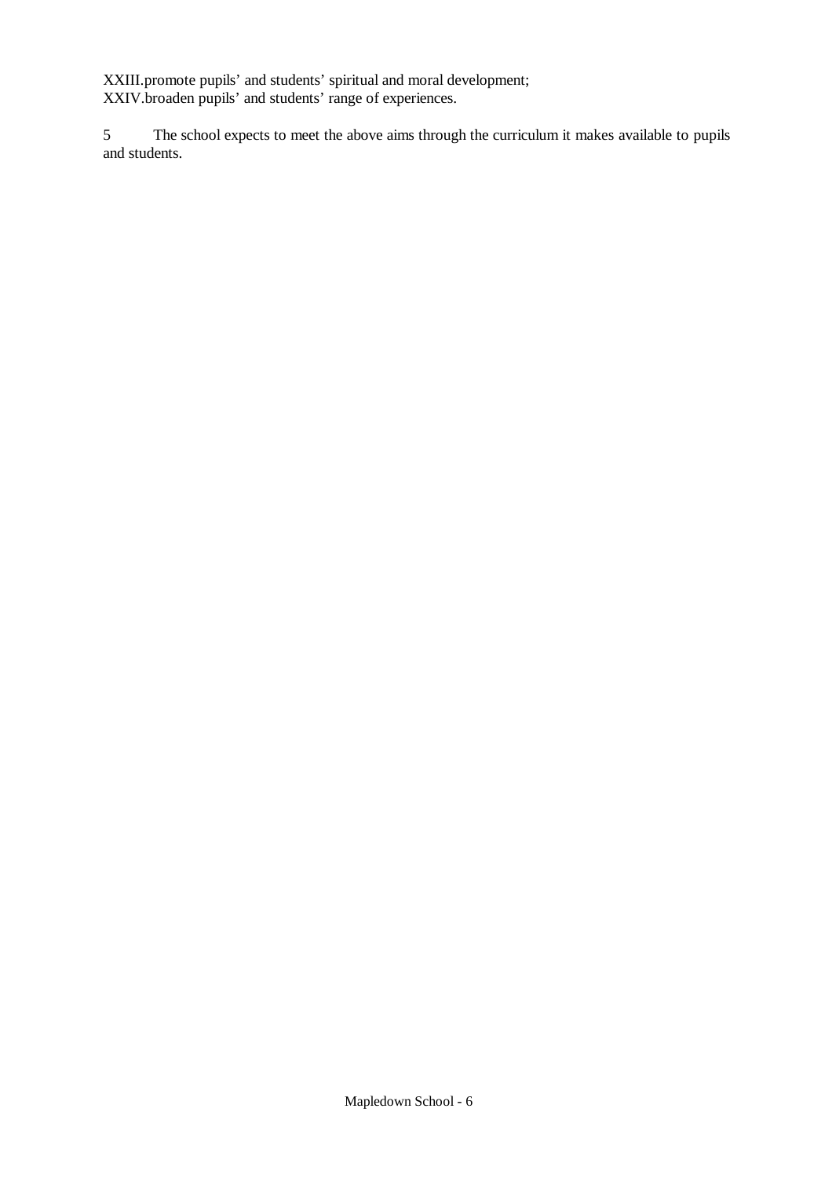XXIII. promote pupils' and students' spiritual and moral development;
XXIV. broaden pupils' and students' range of experiences.

5 The school expects to meet the above aims through the curriculum it makes available to pupils and students.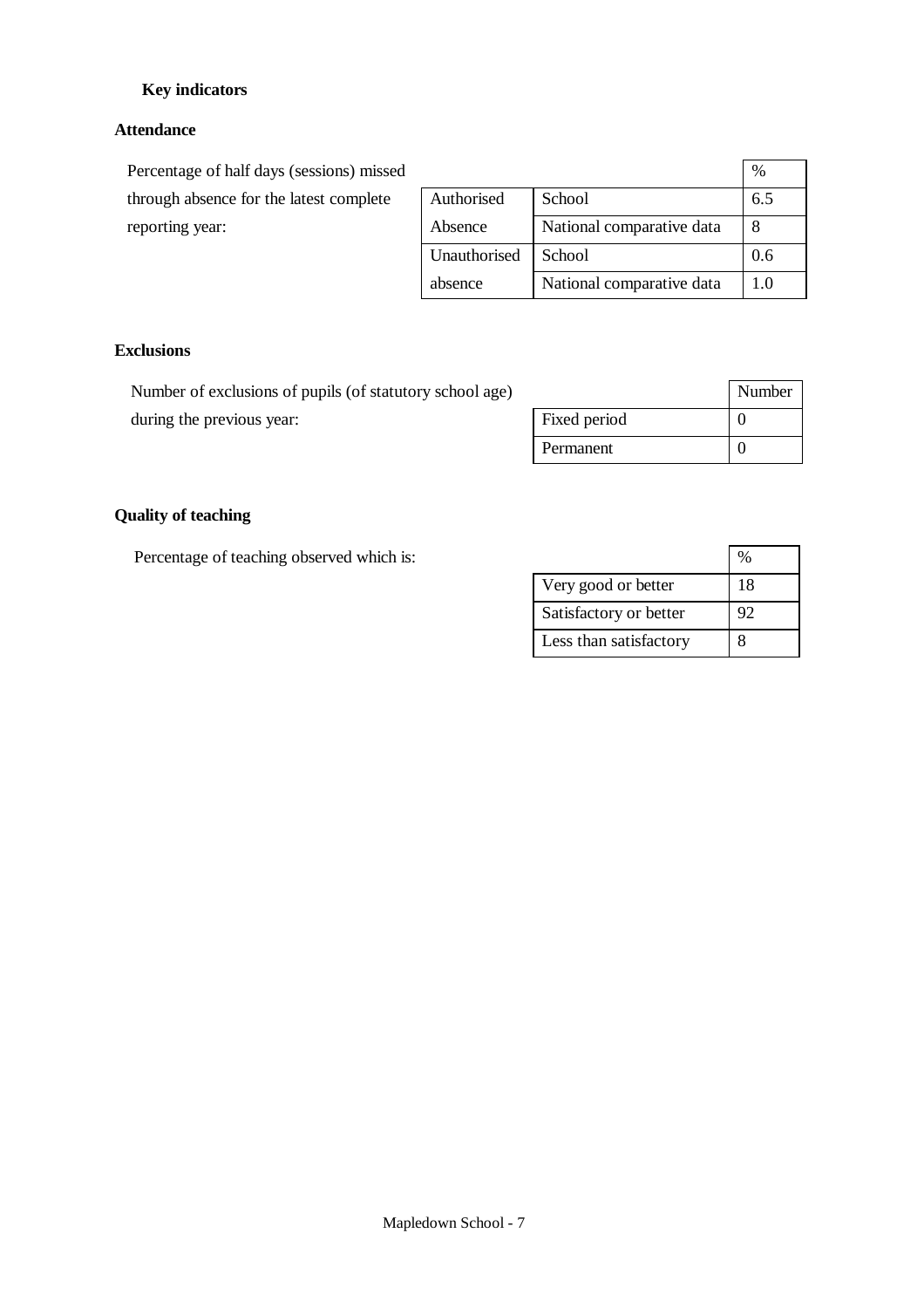### Key indicators

#### Attendance

Percentage of half days (sessions) missed through absence for the latest complete reporting year:

| | | % |
|---|---|---|
| Authorised Absence | School | 6.5 |
| | National comparative data | 8 |
| Unauthorised absence | School | 0.6 |
| | National comparative data | 1.0 |

#### Exclusions

Number of exclusions of pupils (of statutory school age) during the previous year:

| | Number |
|---|---|
| Fixed period | 0 |
| Permanent | 0 |

#### Quality of teaching

Percentage of teaching observed which is:

| | % |
|---|---|
| Very good or better | 18 |
| Satisfactory or better | 92 |
| Less than satisfactory | 8 |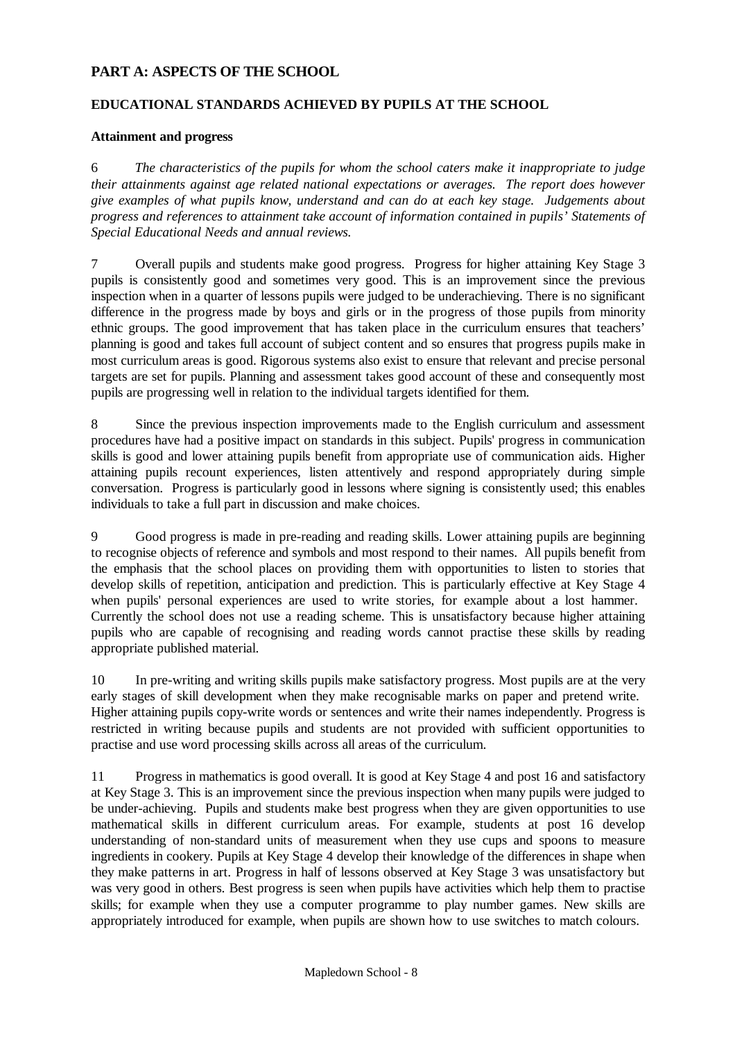## PART A: ASPECTS OF THE SCHOOL

### EDUCATIONAL STANDARDS ACHIEVED BY PUPILS AT THE SCHOOL

#### Attainment and progress

6 *The characteristics of the pupils for whom the school caters make it inappropriate to judge their attainments against age related national expectations or averages. The report does however give examples of what pupils know, understand and can do at each key stage. Judgements about progress and references to attainment take account of information contained in pupils' Statements of Special Educational Needs and annual reviews.*

7 Overall pupils and students make good progress. Progress for higher attaining Key Stage 3 pupils is consistently good and sometimes very good. This is an improvement since the previous inspection when in a quarter of lessons pupils were judged to be underachieving. There is no significant difference in the progress made by boys and girls or in the progress of those pupils from minority ethnic groups. The good improvement that has taken place in the curriculum ensures that teachers' planning is good and takes full account of subject content and so ensures that progress pupils make in most curriculum areas is good. Rigorous systems also exist to ensure that relevant and precise personal targets are set for pupils. Planning and assessment takes good account of these and consequently most pupils are progressing well in relation to the individual targets identified for them.

8 Since the previous inspection improvements made to the English curriculum and assessment procedures have had a positive impact on standards in this subject. Pupils' progress in communication skills is good and lower attaining pupils benefit from appropriate use of communication aids. Higher attaining pupils recount experiences, listen attentively and respond appropriately during simple conversation. Progress is particularly good in lessons where signing is consistently used; this enables individuals to take a full part in discussion and make choices.

9 Good progress is made in pre-reading and reading skills. Lower attaining pupils are beginning to recognise objects of reference and symbols and most respond to their names. All pupils benefit from the emphasis that the school places on providing them with opportunities to listen to stories that develop skills of repetition, anticipation and prediction. This is particularly effective at Key Stage 4 when pupils' personal experiences are used to write stories, for example about a lost hammer. Currently the school does not use a reading scheme. This is unsatisfactory because higher attaining pupils who are capable of recognising and reading words cannot practise these skills by reading appropriate published material.

10 In pre-writing and writing skills pupils make satisfactory progress. Most pupils are at the very early stages of skill development when they make recognisable marks on paper and pretend write. Higher attaining pupils copy-write words or sentences and write their names independently. Progress is restricted in writing because pupils and students are not provided with sufficient opportunities to practise and use word processing skills across all areas of the curriculum.

11 Progress in mathematics is good overall. It is good at Key Stage 4 and post 16 and satisfactory at Key Stage 3. This is an improvement since the previous inspection when many pupils were judged to be under-achieving. Pupils and students make best progress when they are given opportunities to use mathematical skills in different curriculum areas. For example, students at post 16 develop understanding of non-standard units of measurement when they use cups and spoons to measure ingredients in cookery. Pupils at Key Stage 4 develop their knowledge of the differences in shape when they make patterns in art. Progress in half of lessons observed at Key Stage 3 was unsatisfactory but was very good in others. Best progress is seen when pupils have activities which help them to practise skills; for example when they use a computer programme to play number games. New skills are appropriately introduced for example, when pupils are shown how to use switches to match colours.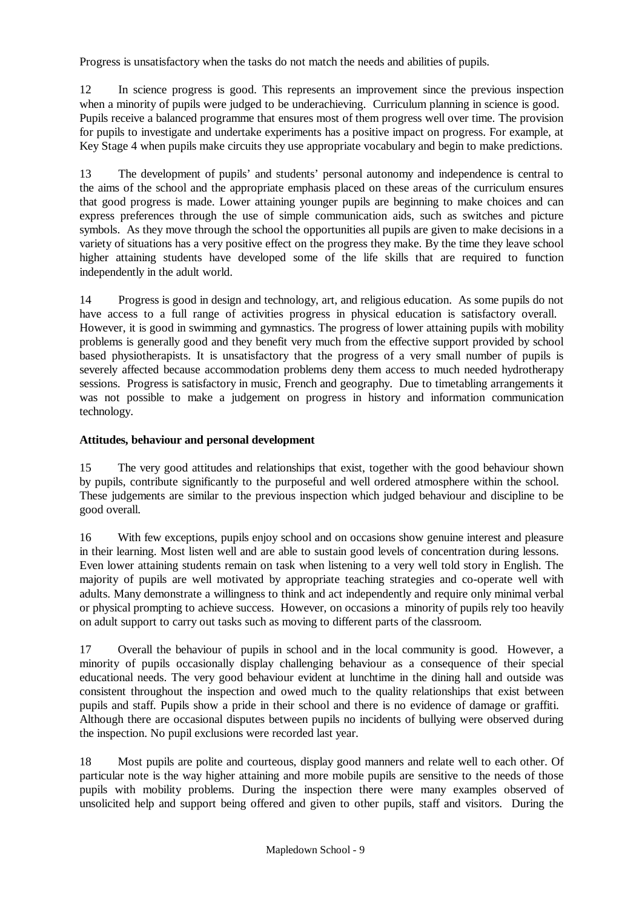Progress is unsatisfactory when the tasks do not match the needs and abilities of pupils.

12 In science progress is good. This represents an improvement since the previous inspection when a minority of pupils were judged to be underachieving. Curriculum planning in science is good. Pupils receive a balanced programme that ensures most of them progress well over time. The provision for pupils to investigate and undertake experiments has a positive impact on progress. For example, at Key Stage 4 when pupils make circuits they use appropriate vocabulary and begin to make predictions.

13 The development of pupils' and students' personal autonomy and independence is central to the aims of the school and the appropriate emphasis placed on these areas of the curriculum ensures that good progress is made. Lower attaining younger pupils are beginning to make choices and can express preferences through the use of simple communication aids, such as switches and picture symbols. As they move through the school the opportunities all pupils are given to make decisions in a variety of situations has a very positive effect on the progress they make. By the time they leave school higher attaining students have developed some of the life skills that are required to function independently in the adult world.

14 Progress is good in design and technology, art, and religious education. As some pupils do not have access to a full range of activities progress in physical education is satisfactory overall. However, it is good in swimming and gymnastics. The progress of lower attaining pupils with mobility problems is generally good and they benefit very much from the effective support provided by school based physiotherapists. It is unsatisfactory that the progress of a very small number of pupils is severely affected because accommodation problems deny them access to much needed hydrotherapy sessions. Progress is satisfactory in music, French and geography. Due to timetabling arrangements it was not possible to make a judgement on progress in history and information communication technology.

**Attitudes, behaviour and personal development**

15 The very good attitudes and relationships that exist, together with the good behaviour shown by pupils, contribute significantly to the purposeful and well ordered atmosphere within the school. These judgements are similar to the previous inspection which judged behaviour and discipline to be good overall.

16 With few exceptions, pupils enjoy school and on occasions show genuine interest and pleasure in their learning. Most listen well and are able to sustain good levels of concentration during lessons. Even lower attaining students remain on task when listening to a very well told story in English. The majority of pupils are well motivated by appropriate teaching strategies and co-operate well with adults. Many demonstrate a willingness to think and act independently and require only minimal verbal or physical prompting to achieve success. However, on occasions a minority of pupils rely too heavily on adult support to carry out tasks such as moving to different parts of the classroom.

17 Overall the behaviour of pupils in school and in the local community is good. However, a minority of pupils occasionally display challenging behaviour as a consequence of their special educational needs. The very good behaviour evident at lunchtime in the dining hall and outside was consistent throughout the inspection and owed much to the quality relationships that exist between pupils and staff. Pupils show a pride in their school and there is no evidence of damage or graffiti. Although there are occasional disputes between pupils no incidents of bullying were observed during the inspection. No pupil exclusions were recorded last year.

18 Most pupils are polite and courteous, display good manners and relate well to each other. Of particular note is the way higher attaining and more mobile pupils are sensitive to the needs of those pupils with mobility problems. During the inspection there were many examples observed of unsolicited help and support being offered and given to other pupils, staff and visitors. During the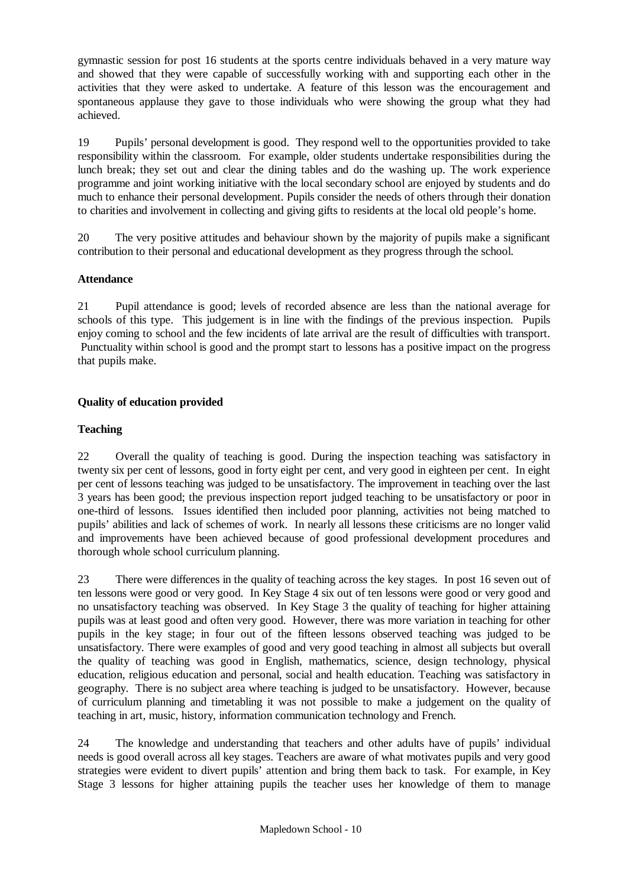gymnastic session for post 16 students at the sports centre individuals behaved in a very mature way and showed that they were capable of successfully working with and supporting each other in the activities that they were asked to undertake. A feature of this lesson was the encouragement and spontaneous applause they gave to those individuals who were showing the group what they had achieved.

19 Pupils' personal development is good. They respond well to the opportunities provided to take responsibility within the classroom. For example, older students undertake responsibilities during the lunch break; they set out and clear the dining tables and do the washing up. The work experience programme and joint working initiative with the local secondary school are enjoyed by students and do much to enhance their personal development. Pupils consider the needs of others through their donation to charities and involvement in collecting and giving gifts to residents at the local old people's home.

20 The very positive attitudes and behaviour shown by the majority of pupils make a significant contribution to their personal and educational development as they progress through the school.

**Attendance**

21 Pupil attendance is good; levels of recorded absence are less than the national average for schools of this type. This judgement is in line with the findings of the previous inspection. Pupils enjoy coming to school and the few incidents of late arrival are the result of difficulties with transport. Punctuality within school is good and the prompt start to lessons has a positive impact on the progress that pupils make.

**Quality of education provided**

**Teaching**

22 Overall the quality of teaching is good. During the inspection teaching was satisfactory in twenty six per cent of lessons, good in forty eight per cent, and very good in eighteen per cent. In eight per cent of lessons teaching was judged to be unsatisfactory. The improvement in teaching over the last 3 years has been good; the previous inspection report judged teaching to be unsatisfactory or poor in one-third of lessons. Issues identified then included poor planning, activities not being matched to pupils' abilities and lack of schemes of work. In nearly all lessons these criticisms are no longer valid and improvements have been achieved because of good professional development procedures and thorough whole school curriculum planning.

23 There were differences in the quality of teaching across the key stages. In post 16 seven out of ten lessons were good or very good. In Key Stage 4 six out of ten lessons were good or very good and no unsatisfactory teaching was observed. In Key Stage 3 the quality of teaching for higher attaining pupils was at least good and often very good. However, there was more variation in teaching for other pupils in the key stage; in four out of the fifteen lessons observed teaching was judged to be unsatisfactory. There were examples of good and very good teaching in almost all subjects but overall the quality of teaching was good in English, mathematics, science, design technology, physical education, religious education and personal, social and health education. Teaching was satisfactory in geography. There is no subject area where teaching is judged to be unsatisfactory. However, because of curriculum planning and timetabling it was not possible to make a judgement on the quality of teaching in art, music, history, information communication technology and French.

24 The knowledge and understanding that teachers and other adults have of pupils' individual needs is good overall across all key stages. Teachers are aware of what motivates pupils and very good strategies were evident to divert pupils' attention and bring them back to task. For example, in Key Stage 3 lessons for higher attaining pupils the teacher uses her knowledge of them to manage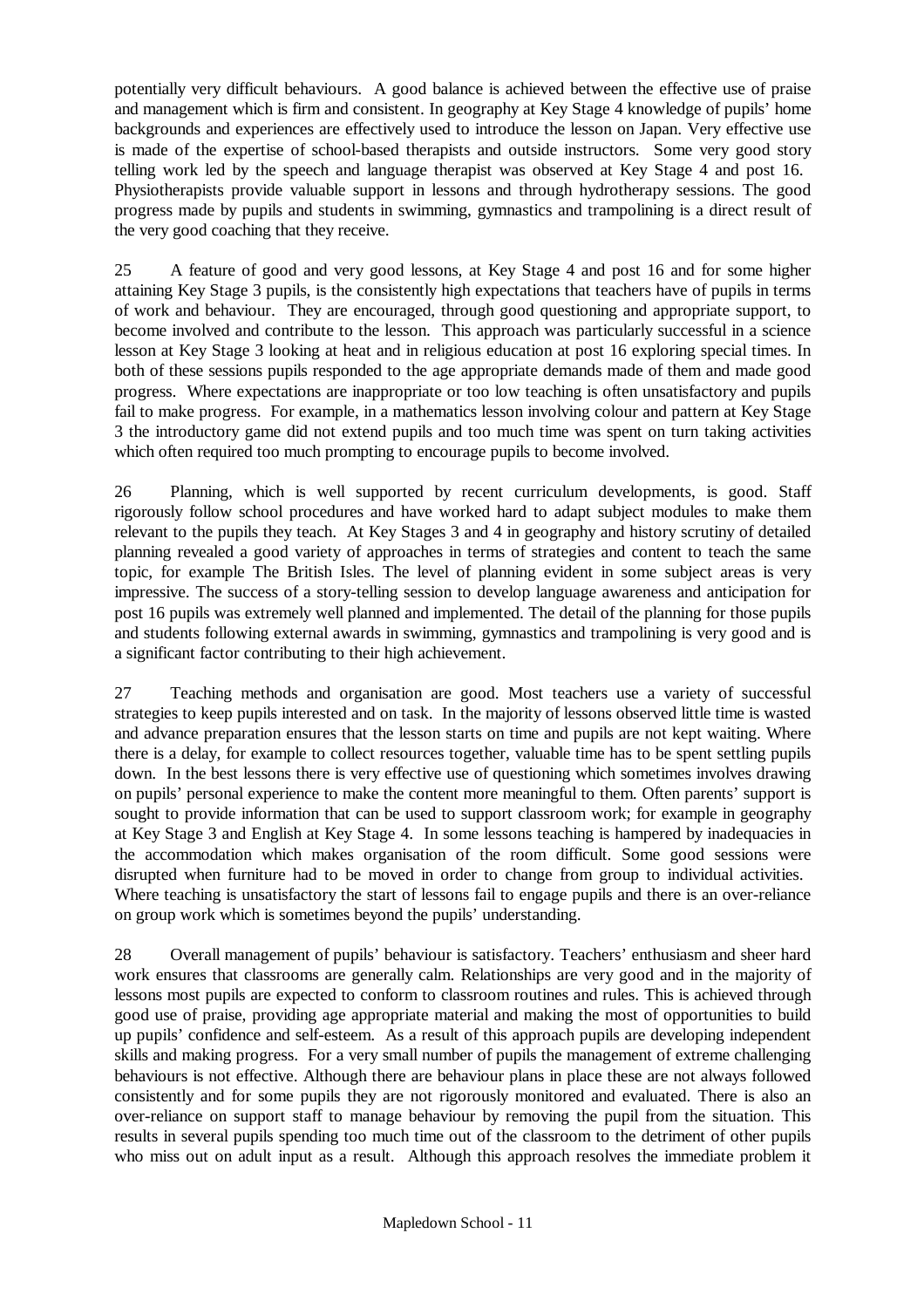potentially very difficult behaviours. A good balance is achieved between the effective use of praise and management which is firm and consistent. In geography at Key Stage 4 knowledge of pupils' home backgrounds and experiences are effectively used to introduce the lesson on Japan. Very effective use is made of the expertise of school-based therapists and outside instructors. Some very good story telling work led by the speech and language therapist was observed at Key Stage 4 and post 16. Physiotherapists provide valuable support in lessons and through hydrotherapy sessions. The good progress made by pupils and students in swimming, gymnastics and trampolining is a direct result of the very good coaching that they receive.

25 A feature of good and very good lessons, at Key Stage 4 and post 16 and for some higher attaining Key Stage 3 pupils, is the consistently high expectations that teachers have of pupils in terms of work and behaviour. They are encouraged, through good questioning and appropriate support, to become involved and contribute to the lesson. This approach was particularly successful in a science lesson at Key Stage 3 looking at heat and in religious education at post 16 exploring special times. In both of these sessions pupils responded to the age appropriate demands made of them and made good progress. Where expectations are inappropriate or too low teaching is often unsatisfactory and pupils fail to make progress. For example, in a mathematics lesson involving colour and pattern at Key Stage 3 the introductory game did not extend pupils and too much time was spent on turn taking activities which often required too much prompting to encourage pupils to become involved.

26 Planning, which is well supported by recent curriculum developments, is good. Staff rigorously follow school procedures and have worked hard to adapt subject modules to make them relevant to the pupils they teach. At Key Stages 3 and 4 in geography and history scrutiny of detailed planning revealed a good variety of approaches in terms of strategies and content to teach the same topic, for example The British Isles. The level of planning evident in some subject areas is very impressive. The success of a story-telling session to develop language awareness and anticipation for post 16 pupils was extremely well planned and implemented. The detail of the planning for those pupils and students following external awards in swimming, gymnastics and trampolining is very good and is a significant factor contributing to their high achievement.

27 Teaching methods and organisation are good. Most teachers use a variety of successful strategies to keep pupils interested and on task. In the majority of lessons observed little time is wasted and advance preparation ensures that the lesson starts on time and pupils are not kept waiting. Where there is a delay, for example to collect resources together, valuable time has to be spent settling pupils down. In the best lessons there is very effective use of questioning which sometimes involves drawing on pupils' personal experience to make the content more meaningful to them. Often parents' support is sought to provide information that can be used to support classroom work; for example in geography at Key Stage 3 and English at Key Stage 4. In some lessons teaching is hampered by inadequacies in the accommodation which makes organisation of the room difficult. Some good sessions were disrupted when furniture had to be moved in order to change from group to individual activities. Where teaching is unsatisfactory the start of lessons fail to engage pupils and there is an over-reliance on group work which is sometimes beyond the pupils' understanding.

28 Overall management of pupils' behaviour is satisfactory. Teachers' enthusiasm and sheer hard work ensures that classrooms are generally calm. Relationships are very good and in the majority of lessons most pupils are expected to conform to classroom routines and rules. This is achieved through good use of praise, providing age appropriate material and making the most of opportunities to build up pupils' confidence and self-esteem. As a result of this approach pupils are developing independent skills and making progress. For a very small number of pupils the management of extreme challenging behaviours is not effective. Although there are behaviour plans in place these are not always followed consistently and for some pupils they are not rigorously monitored and evaluated. There is also an over-reliance on support staff to manage behaviour by removing the pupil from the situation. This results in several pupils spending too much time out of the classroom to the detriment of other pupils who miss out on adult input as a result. Although this approach resolves the immediate problem it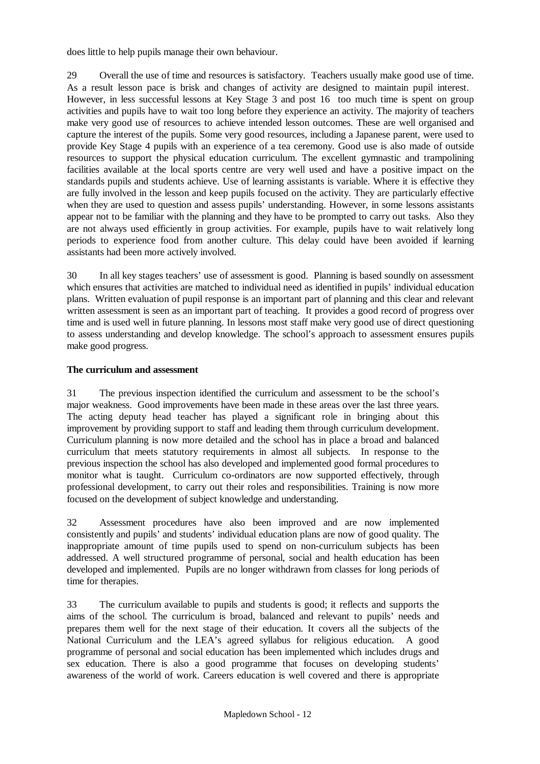does little to help pupils manage their own behaviour.

29 Overall the use of time and resources is satisfactory. Teachers usually make good use of time. As a result lesson pace is brisk and changes of activity are designed to maintain pupil interest. However, in less successful lessons at Key Stage 3 and post 16 too much time is spent on group activities and pupils have to wait too long before they experience an activity. The majority of teachers make very good use of resources to achieve intended lesson outcomes. These are well organised and capture the interest of the pupils. Some very good resources, including a Japanese parent, were used to provide Key Stage 4 pupils with an experience of a tea ceremony. Good use is also made of outside resources to support the physical education curriculum. The excellent gymnastic and trampolining facilities available at the local sports centre are very well used and have a positive impact on the standards pupils and students achieve. Use of learning assistants is variable. Where it is effective they are fully involved in the lesson and keep pupils focused on the activity. They are particularly effective when they are used to question and assess pupils' understanding. However, in some lessons assistants appear not to be familiar with the planning and they have to be prompted to carry out tasks. Also they are not always used efficiently in group activities. For example, pupils have to wait relatively long periods to experience food from another culture. This delay could have been avoided if learning assistants had been more actively involved.

30 In all key stages teachers' use of assessment is good. Planning is based soundly on assessment which ensures that activities are matched to individual need as identified in pupils' individual education plans. Written evaluation of pupil response is an important part of planning and this clear and relevant written assessment is seen as an important part of teaching. It provides a good record of progress over time and is used well in future planning. In lessons most staff make very good use of direct questioning to assess understanding and develop knowledge. The school's approach to assessment ensures pupils make good progress.

**The curriculum and assessment**

31 The previous inspection identified the curriculum and assessment to be the school's major weakness. Good improvements have been made in these areas over the last three years. The acting deputy head teacher has played a significant role in bringing about this improvement by providing support to staff and leading them through curriculum development. Curriculum planning is now more detailed and the school has in place a broad and balanced curriculum that meets statutory requirements in almost all subjects. In response to the previous inspection the school has also developed and implemented good formal procedures to monitor what is taught. Curriculum co-ordinators are now supported effectively, through professional development, to carry out their roles and responsibilities. Training is now more focused on the development of subject knowledge and understanding.

32 Assessment procedures have also been improved and are now implemented consistently and pupils' and students' individual education plans are now of good quality. The inappropriate amount of time pupils used to spend on non-curriculum subjects has been addressed. A well structured programme of personal, social and health education has been developed and implemented. Pupils are no longer withdrawn from classes for long periods of time for therapies.

33 The curriculum available to pupils and students is good; it reflects and supports the aims of the school. The curriculum is broad, balanced and relevant to pupils' needs and prepares them well for the next stage of their education. It covers all the subjects of the National Curriculum and the LEA's agreed syllabus for religious education. A good programme of personal and social education has been implemented which includes drugs and sex education. There is also a good programme that focuses on developing students' awareness of the world of work. Careers education is well covered and there is appropriate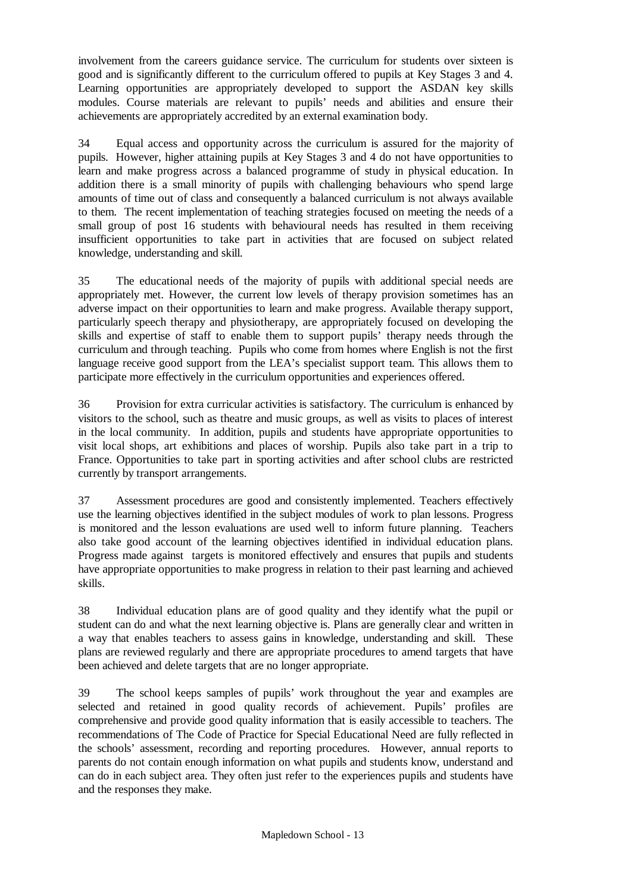involvement from the careers guidance service. The curriculum for students over sixteen is good and is significantly different to the curriculum offered to pupils at Key Stages 3 and 4. Learning opportunities are appropriately developed to support the ASDAN key skills modules. Course materials are relevant to pupils' needs and abilities and ensure their achievements are appropriately accredited by an external examination body.

34 Equal access and opportunity across the curriculum is assured for the majority of pupils. However, higher attaining pupils at Key Stages 3 and 4 do not have opportunities to learn and make progress across a balanced programme of study in physical education. In addition there is a small minority of pupils with challenging behaviours who spend large amounts of time out of class and consequently a balanced curriculum is not always available to them. The recent implementation of teaching strategies focused on meeting the needs of a small group of post 16 students with behavioural needs has resulted in them receiving insufficient opportunities to take part in activities that are focused on subject related knowledge, understanding and skill.

35 The educational needs of the majority of pupils with additional special needs are appropriately met. However, the current low levels of therapy provision sometimes has an adverse impact on their opportunities to learn and make progress. Available therapy support, particularly speech therapy and physiotherapy, are appropriately focused on developing the skills and expertise of staff to enable them to support pupils' therapy needs through the curriculum and through teaching. Pupils who come from homes where English is not the first language receive good support from the LEA's specialist support team. This allows them to participate more effectively in the curriculum opportunities and experiences offered.

36 Provision for extra curricular activities is satisfactory. The curriculum is enhanced by visitors to the school, such as theatre and music groups, as well as visits to places of interest in the local community. In addition, pupils and students have appropriate opportunities to visit local shops, art exhibitions and places of worship. Pupils also take part in a trip to France. Opportunities to take part in sporting activities and after school clubs are restricted currently by transport arrangements.

37 Assessment procedures are good and consistently implemented. Teachers effectively use the learning objectives identified in the subject modules of work to plan lessons. Progress is monitored and the lesson evaluations are used well to inform future planning. Teachers also take good account of the learning objectives identified in individual education plans. Progress made against targets is monitored effectively and ensures that pupils and students have appropriate opportunities to make progress in relation to their past learning and achieved skills.

38 Individual education plans are of good quality and they identify what the pupil or student can do and what the next learning objective is. Plans are generally clear and written in a way that enables teachers to assess gains in knowledge, understanding and skill. These plans are reviewed regularly and there are appropriate procedures to amend targets that have been achieved and delete targets that are no longer appropriate.

39 The school keeps samples of pupils' work throughout the year and examples are selected and retained in good quality records of achievement. Pupils' profiles are comprehensive and provide good quality information that is easily accessible to teachers. The recommendations of The Code of Practice for Special Educational Need are fully reflected in the schools' assessment, recording and reporting procedures. However, annual reports to parents do not contain enough information on what pupils and students know, understand and can do in each subject area. They often just refer to the experiences pupils and students have and the responses they make.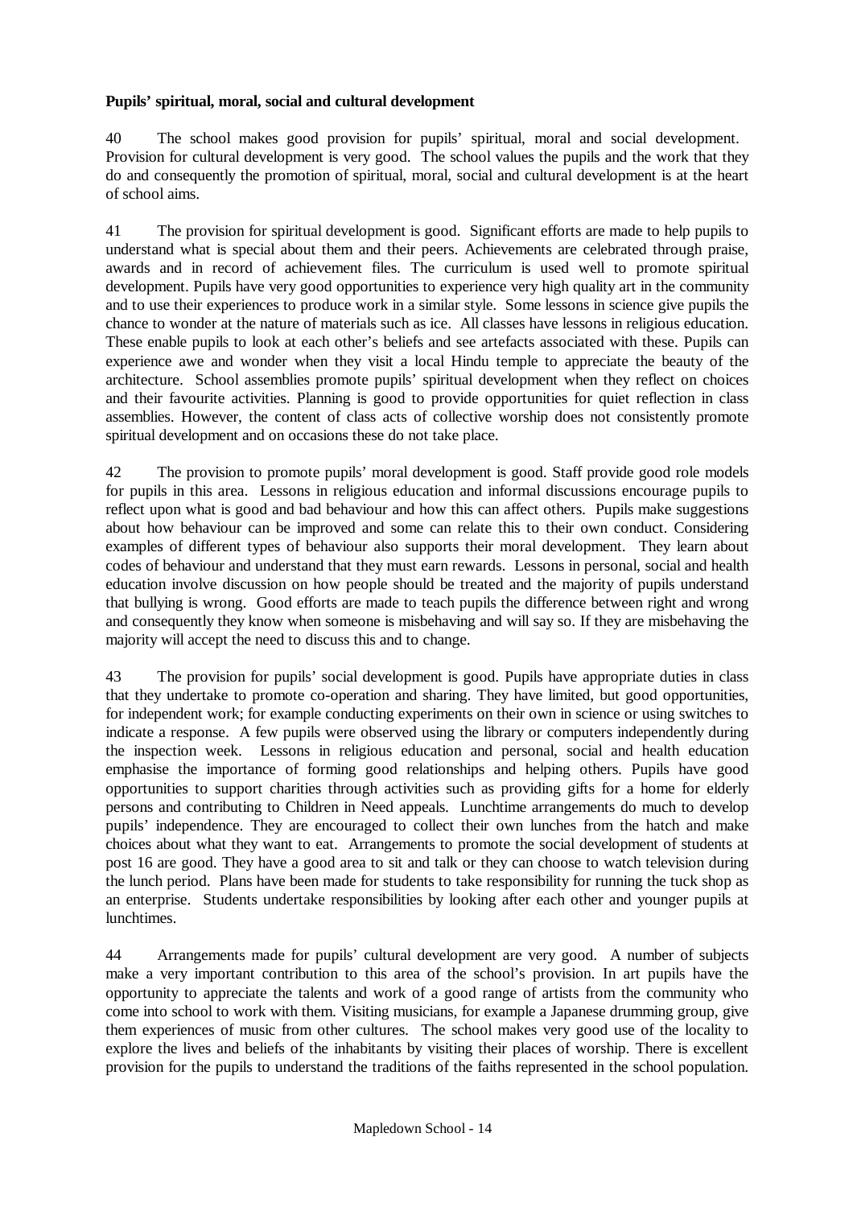**Pupils' spiritual, moral, social and cultural development**

40 The school makes good provision for pupils' spiritual, moral and social development. Provision for cultural development is very good. The school values the pupils and the work that they do and consequently the promotion of spiritual, moral, social and cultural development is at the heart of school aims.

41 The provision for spiritual development is good. Significant efforts are made to help pupils to understand what is special about them and their peers. Achievements are celebrated through praise, awards and in record of achievement files. The curriculum is used well to promote spiritual development. Pupils have very good opportunities to experience very high quality art in the community and to use their experiences to produce work in a similar style. Some lessons in science give pupils the chance to wonder at the nature of materials such as ice. All classes have lessons in religious education. These enable pupils to look at each other's beliefs and see artefacts associated with these. Pupils can experience awe and wonder when they visit a local Hindu temple to appreciate the beauty of the architecture. School assemblies promote pupils' spiritual development when they reflect on choices and their favourite activities. Planning is good to provide opportunities for quiet reflection in class assemblies. However, the content of class acts of collective worship does not consistently promote spiritual development and on occasions these do not take place.

42 The provision to promote pupils' moral development is good. Staff provide good role models for pupils in this area. Lessons in religious education and informal discussions encourage pupils to reflect upon what is good and bad behaviour and how this can affect others. Pupils make suggestions about how behaviour can be improved and some can relate this to their own conduct. Considering examples of different types of behaviour also supports their moral development. They learn about codes of behaviour and understand that they must earn rewards. Lessons in personal, social and health education involve discussion on how people should be treated and the majority of pupils understand that bullying is wrong. Good efforts are made to teach pupils the difference between right and wrong and consequently they know when someone is misbehaving and will say so. If they are misbehaving the majority will accept the need to discuss this and to change.

43 The provision for pupils' social development is good. Pupils have appropriate duties in class that they undertake to promote co-operation and sharing. They have limited, but good opportunities, for independent work; for example conducting experiments on their own in science or using switches to indicate a response. A few pupils were observed using the library or computers independently during the inspection week. Lessons in religious education and personal, social and health education emphasise the importance of forming good relationships and helping others. Pupils have good opportunities to support charities through activities such as providing gifts for a home for elderly persons and contributing to Children in Need appeals. Lunchtime arrangements do much to develop pupils' independence. They are encouraged to collect their own lunches from the hatch and make choices about what they want to eat. Arrangements to promote the social development of students at post 16 are good. They have a good area to sit and talk or they can choose to watch television during the lunch period. Plans have been made for students to take responsibility for running the tuck shop as an enterprise. Students undertake responsibilities by looking after each other and younger pupils at lunchtimes.

44 Arrangements made for pupils' cultural development are very good. A number of subjects make a very important contribution to this area of the school's provision. In art pupils have the opportunity to appreciate the talents and work of a good range of artists from the community who come into school to work with them. Visiting musicians, for example a Japanese drumming group, give them experiences of music from other cultures. The school makes very good use of the locality to explore the lives and beliefs of the inhabitants by visiting their places of worship. There is excellent provision for the pupils to understand the traditions of the faiths represented in the school population.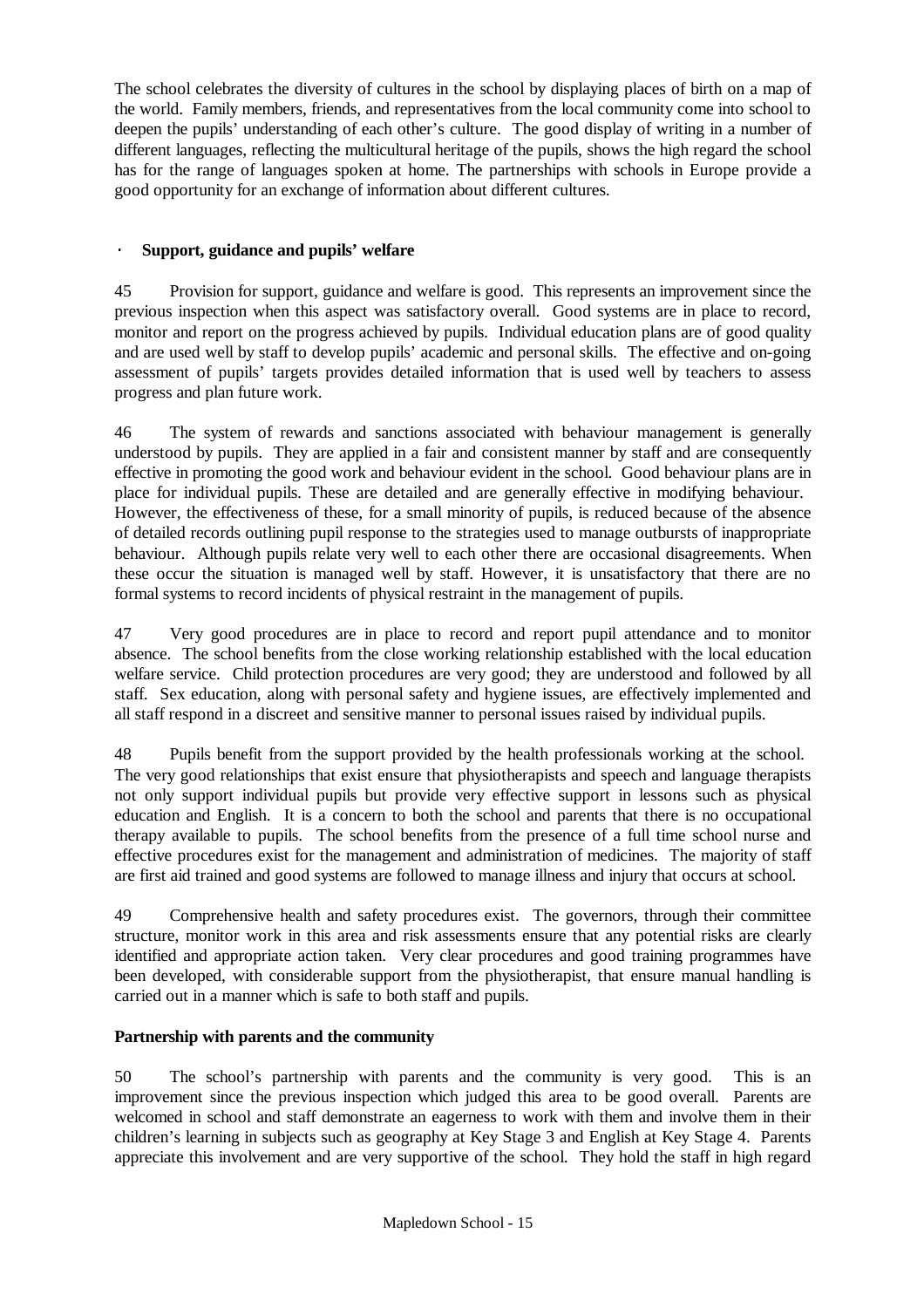The school celebrates the diversity of cultures in the school by displaying places of birth on a map of the world. Family members, friends, and representatives from the local community come into school to deepen the pupils' understanding of each other's culture. The good display of writing in a number of different languages, reflecting the multicultural heritage of the pupils, shows the high regard the school has for the range of languages spoken at home. The partnerships with schools in Europe provide a good opportunity for an exchange of information about different cultures.

- **Support, guidance and pupils' welfare**

45 Provision for support, guidance and welfare is good. This represents an improvement since the previous inspection when this aspect was satisfactory overall. Good systems are in place to record, monitor and report on the progress achieved by pupils. Individual education plans are of good quality and are used well by staff to develop pupils' academic and personal skills. The effective and on-going assessment of pupils' targets provides detailed information that is used well by teachers to assess progress and plan future work.

46 The system of rewards and sanctions associated with behaviour management is generally understood by pupils. They are applied in a fair and consistent manner by staff and are consequently effective in promoting the good work and behaviour evident in the school. Good behaviour plans are in place for individual pupils. These are detailed and are generally effective in modifying behaviour. However, the effectiveness of these, for a small minority of pupils, is reduced because of the absence of detailed records outlining pupil response to the strategies used to manage outbursts of inappropriate behaviour. Although pupils relate very well to each other there are occasional disagreements. When these occur the situation is managed well by staff. However, it is unsatisfactory that there are no formal systems to record incidents of physical restraint in the management of pupils.

47 Very good procedures are in place to record and report pupil attendance and to monitor absence. The school benefits from the close working relationship established with the local education welfare service. Child protection procedures are very good; they are understood and followed by all staff. Sex education, along with personal safety and hygiene issues, are effectively implemented and all staff respond in a discreet and sensitive manner to personal issues raised by individual pupils.

48 Pupils benefit from the support provided by the health professionals working at the school. The very good relationships that exist ensure that physiotherapists and speech and language therapists not only support individual pupils but provide very effective support in lessons such as physical education and English. It is a concern to both the school and parents that there is no occupational therapy available to pupils. The school benefits from the presence of a full time school nurse and effective procedures exist for the management and administration of medicines. The majority of staff are first aid trained and good systems are followed to manage illness and injury that occurs at school.

49 Comprehensive health and safety procedures exist. The governors, through their committee structure, monitor work in this area and risk assessments ensure that any potential risks are clearly identified and appropriate action taken. Very clear procedures and good training programmes have been developed, with considerable support from the physiotherapist, that ensure manual handling is carried out in a manner which is safe to both staff and pupils.

**Partnership with parents and the community**

50 The school's partnership with parents and the community is very good. This is an improvement since the previous inspection which judged this area to be good overall. Parents are welcomed in school and staff demonstrate an eagerness to work with them and involve them in their children's learning in subjects such as geography at Key Stage 3 and English at Key Stage 4. Parents appreciate this involvement and are very supportive of the school. They hold the staff in high regard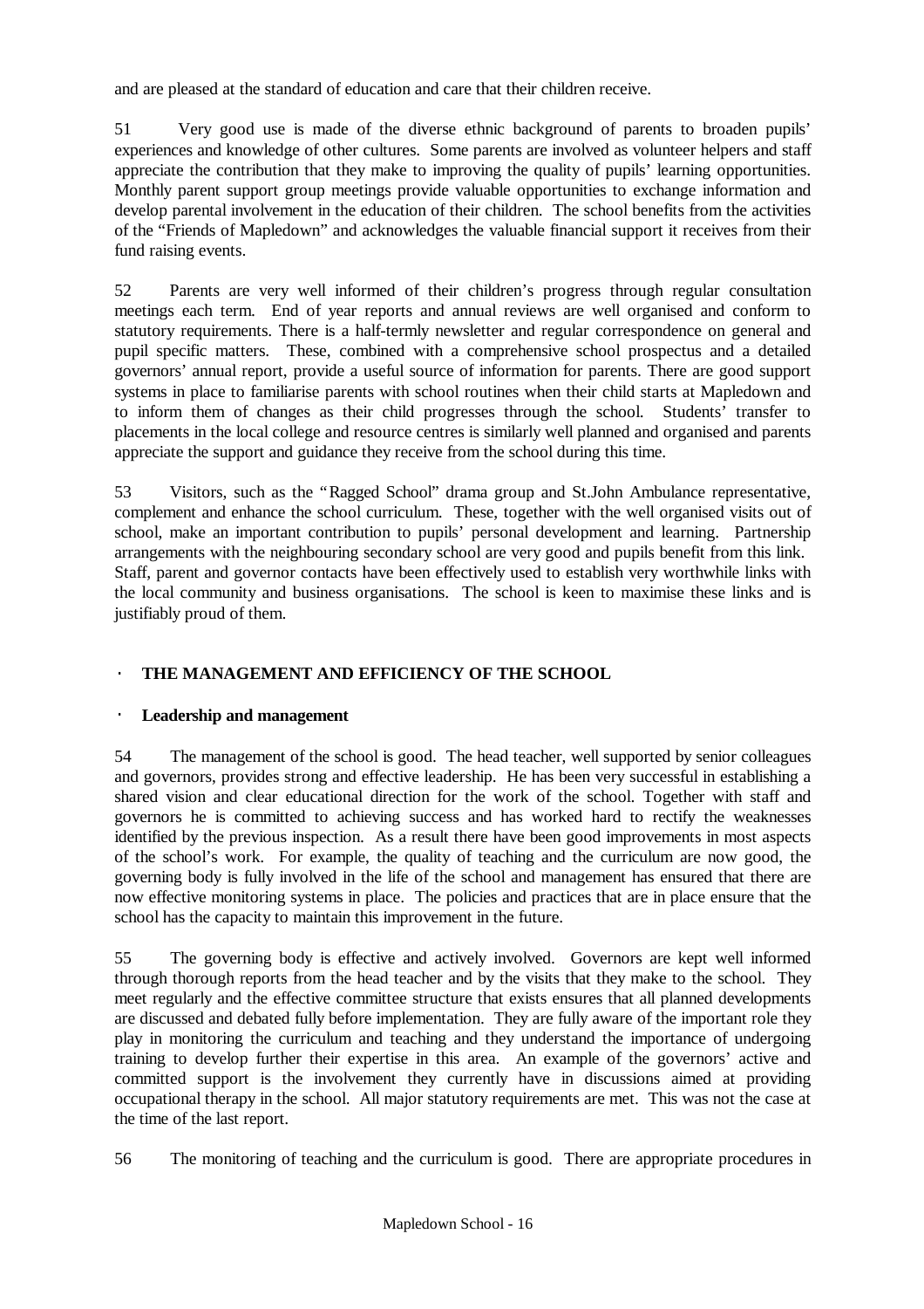and are pleased at the standard of education and care that their children receive.

51 Very good use is made of the diverse ethnic background of parents to broaden pupils' experiences and knowledge of other cultures. Some parents are involved as volunteer helpers and staff appreciate the contribution that they make to improving the quality of pupils' learning opportunities. Monthly parent support group meetings provide valuable opportunities to exchange information and develop parental involvement in the education of their children. The school benefits from the activities of the "Friends of Mapledown" and acknowledges the valuable financial support it receives from their fund raising events.

52 Parents are very well informed of their children's progress through regular consultation meetings each term. End of year reports and annual reviews are well organised and conform to statutory requirements. There is a half-termly newsletter and regular correspondence on general and pupil specific matters. These, combined with a comprehensive school prospectus and a detailed governors' annual report, provide a useful source of information for parents. There are good support systems in place to familiarise parents with school routines when their child starts at Mapledown and to inform them of changes as their child progresses through the school. Students' transfer to placements in the local college and resource centres is similarly well planned and organised and parents appreciate the support and guidance they receive from the school during this time.

53 Visitors, such as the "Ragged School" drama group and St.John Ambulance representative, complement and enhance the school curriculum. These, together with the well organised visits out of school, make an important contribution to pupils' personal development and learning. Partnership arrangements with the neighbouring secondary school are very good and pupils benefit from this link. Staff, parent and governor contacts have been effectively used to establish very worthwhile links with the local community and business organisations. The school is keen to maximise these links and is justifiably proud of them.

## THE MANAGEMENT AND EFFICIENCY OF THE SCHOOL

### Leadership and management

54 The management of the school is good. The head teacher, well supported by senior colleagues and governors, provides strong and effective leadership. He has been very successful in establishing a shared vision and clear educational direction for the work of the school. Together with staff and governors he is committed to achieving success and has worked hard to rectify the weaknesses identified by the previous inspection. As a result there have been good improvements in most aspects of the school's work. For example, the quality of teaching and the curriculum are now good, the governing body is fully involved in the life of the school and management has ensured that there are now effective monitoring systems in place. The policies and practices that are in place ensure that the school has the capacity to maintain this improvement in the future.

55 The governing body is effective and actively involved. Governors are kept well informed through thorough reports from the head teacher and by the visits that they make to the school. They meet regularly and the effective committee structure that exists ensures that all planned developments are discussed and debated fully before implementation. They are fully aware of the important role they play in monitoring the curriculum and teaching and they understand the importance of undergoing training to develop further their expertise in this area. An example of the governors' active and committed support is the involvement they currently have in discussions aimed at providing occupational therapy in the school. All major statutory requirements are met. This was not the case at the time of the last report.

56 The monitoring of teaching and the curriculum is good. There are appropriate procedures in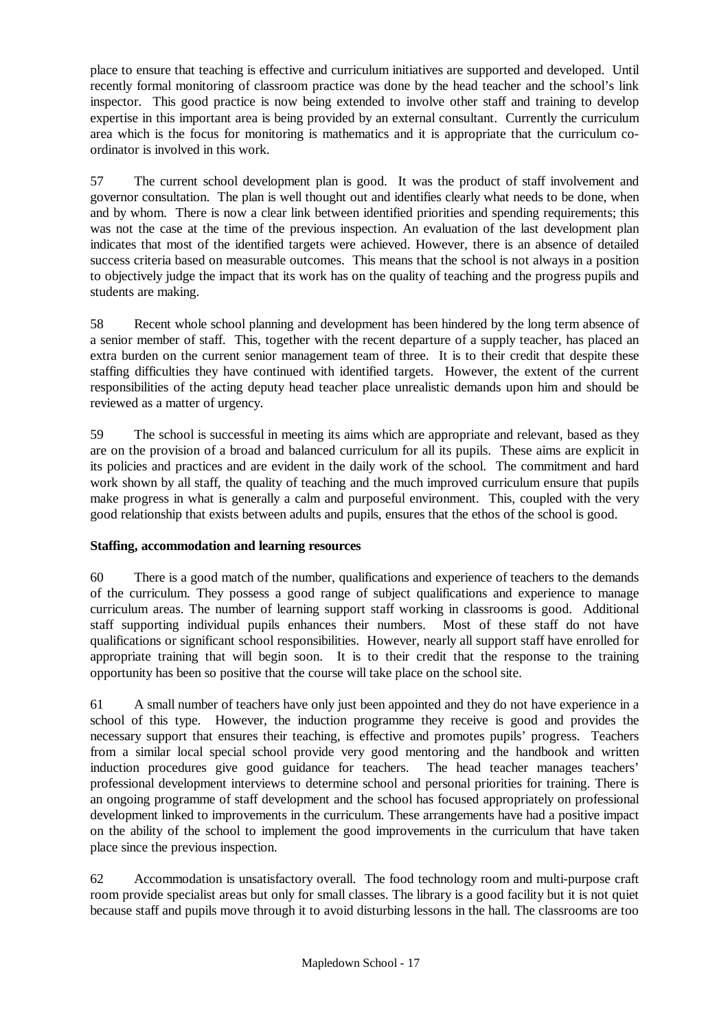place to ensure that teaching is effective and curriculum initiatives are supported and developed. Until recently formal monitoring of classroom practice was done by the head teacher and the school's link inspector. This good practice is now being extended to involve other staff and training to develop expertise in this important area is being provided by an external consultant. Currently the curriculum area which is the focus for monitoring is mathematics and it is appropriate that the curriculum co-ordinator is involved in this work.

57 The current school development plan is good. It was the product of staff involvement and governor consultation. The plan is well thought out and identifies clearly what needs to be done, when and by whom. There is now a clear link between identified priorities and spending requirements; this was not the case at the time of the previous inspection. An evaluation of the last development plan indicates that most of the identified targets were achieved. However, there is an absence of detailed success criteria based on measurable outcomes. This means that the school is not always in a position to objectively judge the impact that its work has on the quality of teaching and the progress pupils and students are making.

58 Recent whole school planning and development has been hindered by the long term absence of a senior member of staff. This, together with the recent departure of a supply teacher, has placed an extra burden on the current senior management team of three. It is to their credit that despite these staffing difficulties they have continued with identified targets. However, the extent of the current responsibilities of the acting deputy head teacher place unrealistic demands upon him and should be reviewed as a matter of urgency.

59 The school is successful in meeting its aims which are appropriate and relevant, based as they are on the provision of a broad and balanced curriculum for all its pupils. These aims are explicit in its policies and practices and are evident in the daily work of the school. The commitment and hard work shown by all staff, the quality of teaching and the much improved curriculum ensure that pupils make progress in what is generally a calm and purposeful environment. This, coupled with the very good relationship that exists between adults and pupils, ensures that the ethos of the school is good.

**Staffing, accommodation and learning resources**

60 There is a good match of the number, qualifications and experience of teachers to the demands of the curriculum. They possess a good range of subject qualifications and experience to manage curriculum areas. The number of learning support staff working in classrooms is good. Additional staff supporting individual pupils enhances their numbers. Most of these staff do not have qualifications or significant school responsibilities. However, nearly all support staff have enrolled for appropriate training that will begin soon. It is to their credit that the response to the training opportunity has been so positive that the course will take place on the school site.

61 A small number of teachers have only just been appointed and they do not have experience in a school of this type. However, the induction programme they receive is good and provides the necessary support that ensures their teaching, is effective and promotes pupils' progress. Teachers from a similar local special school provide very good mentoring and the handbook and written induction procedures give good guidance for teachers. The head teacher manages teachers' professional development interviews to determine school and personal priorities for training. There is an ongoing programme of staff development and the school has focused appropriately on professional development linked to improvements in the curriculum. These arrangements have had a positive impact on the ability of the school to implement the good improvements in the curriculum that have taken place since the previous inspection.

62 Accommodation is unsatisfactory overall. The food technology room and multi-purpose craft room provide specialist areas but only for small classes. The library is a good facility but it is not quiet because staff and pupils move through it to avoid disturbing lessons in the hall. The classrooms are too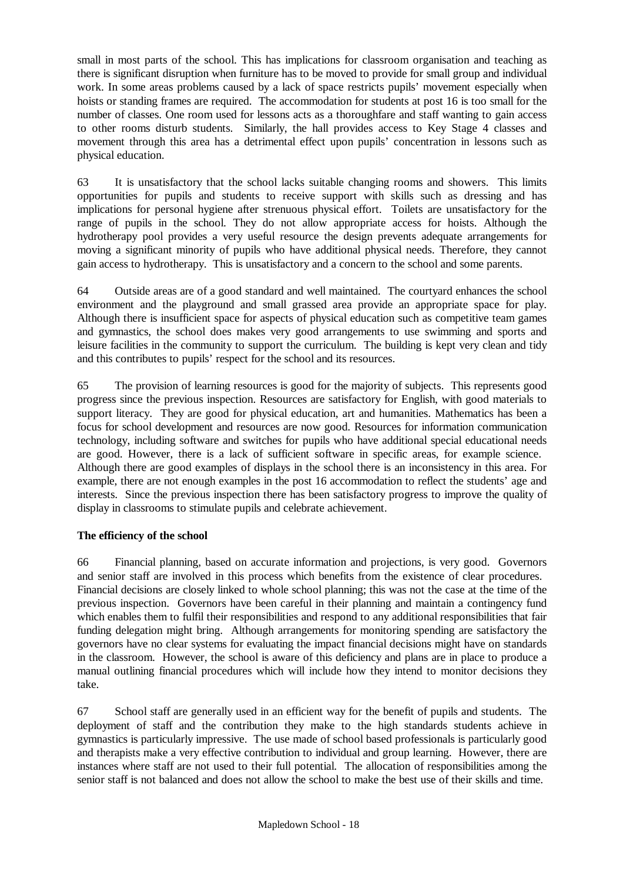small in most parts of the school. This has implications for classroom organisation and teaching as there is significant disruption when furniture has to be moved to provide for small group and individual work. In some areas problems caused by a lack of space restricts pupils' movement especially when hoists or standing frames are required. The accommodation for students at post 16 is too small for the number of classes. One room used for lessons acts as a thoroughfare and staff wanting to gain access to other rooms disturb students. Similarly, the hall provides access to Key Stage 4 classes and movement through this area has a detrimental effect upon pupils' concentration in lessons such as physical education.

63 It is unsatisfactory that the school lacks suitable changing rooms and showers. This limits opportunities for pupils and students to receive support with skills such as dressing and has implications for personal hygiene after strenuous physical effort. Toilets are unsatisfactory for the range of pupils in the school. They do not allow appropriate access for hoists. Although the hydrotherapy pool provides a very useful resource the design prevents adequate arrangements for moving a significant minority of pupils who have additional physical needs. Therefore, they cannot gain access to hydrotherapy. This is unsatisfactory and a concern to the school and some parents.

64 Outside areas are of a good standard and well maintained. The courtyard enhances the school environment and the playground and small grassed area provide an appropriate space for play. Although there is insufficient space for aspects of physical education such as competitive team games and gymnastics, the school does makes very good arrangements to use swimming and sports and leisure facilities in the community to support the curriculum. The building is kept very clean and tidy and this contributes to pupils' respect for the school and its resources.

65 The provision of learning resources is good for the majority of subjects. This represents good progress since the previous inspection. Resources are satisfactory for English, with good materials to support literacy. They are good for physical education, art and humanities. Mathematics has been a focus for school development and resources are now good. Resources for information communication technology, including software and switches for pupils who have additional special educational needs are good. However, there is a lack of sufficient software in specific areas, for example science. Although there are good examples of displays in the school there is an inconsistency in this area. For example, there are not enough examples in the post 16 accommodation to reflect the students' age and interests. Since the previous inspection there has been satisfactory progress to improve the quality of display in classrooms to stimulate pupils and celebrate achievement.

**The efficiency of the school**

66 Financial planning, based on accurate information and projections, is very good. Governors and senior staff are involved in this process which benefits from the existence of clear procedures. Financial decisions are closely linked to whole school planning; this was not the case at the time of the previous inspection. Governors have been careful in their planning and maintain a contingency fund which enables them to fulfil their responsibilities and respond to any additional responsibilities that fair funding delegation might bring. Although arrangements for monitoring spending are satisfactory the governors have no clear systems for evaluating the impact financial decisions might have on standards in the classroom. However, the school is aware of this deficiency and plans are in place to produce a manual outlining financial procedures which will include how they intend to monitor decisions they take.

67 School staff are generally used in an efficient way for the benefit of pupils and students. The deployment of staff and the contribution they make to the high standards students achieve in gymnastics is particularly impressive. The use made of school based professionals is particularly good and therapists make a very effective contribution to individual and group learning. However, there are instances where staff are not used to their full potential. The allocation of responsibilities among the senior staff is not balanced and does not allow the school to make the best use of their skills and time.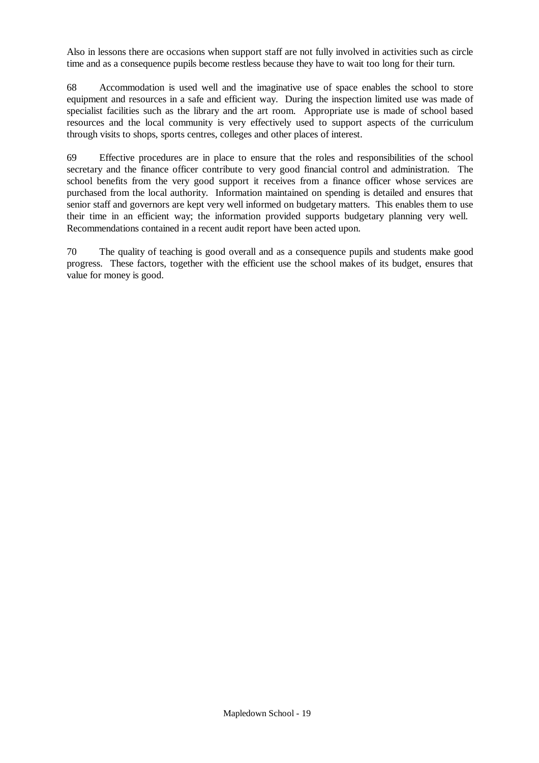Also in lessons there are occasions when support staff are not fully involved in activities such as circle time and as a consequence pupils become restless because they have to wait too long for their turn.

68 Accommodation is used well and the imaginative use of space enables the school to store equipment and resources in a safe and efficient way. During the inspection limited use was made of specialist facilities such as the library and the art room. Appropriate use is made of school based resources and the local community is very effectively used to support aspects of the curriculum through visits to shops, sports centres, colleges and other places of interest.

69 Effective procedures are in place to ensure that the roles and responsibilities of the school secretary and the finance officer contribute to very good financial control and administration. The school benefits from the very good support it receives from a finance officer whose services are purchased from the local authority. Information maintained on spending is detailed and ensures that senior staff and governors are kept very well informed on budgetary matters. This enables them to use their time in an efficient way; the information provided supports budgetary planning very well. Recommendations contained in a recent audit report have been acted upon.

70 The quality of teaching is good overall and as a consequence pupils and students make good progress. These factors, together with the efficient use the school makes of its budget, ensures that value for money is good.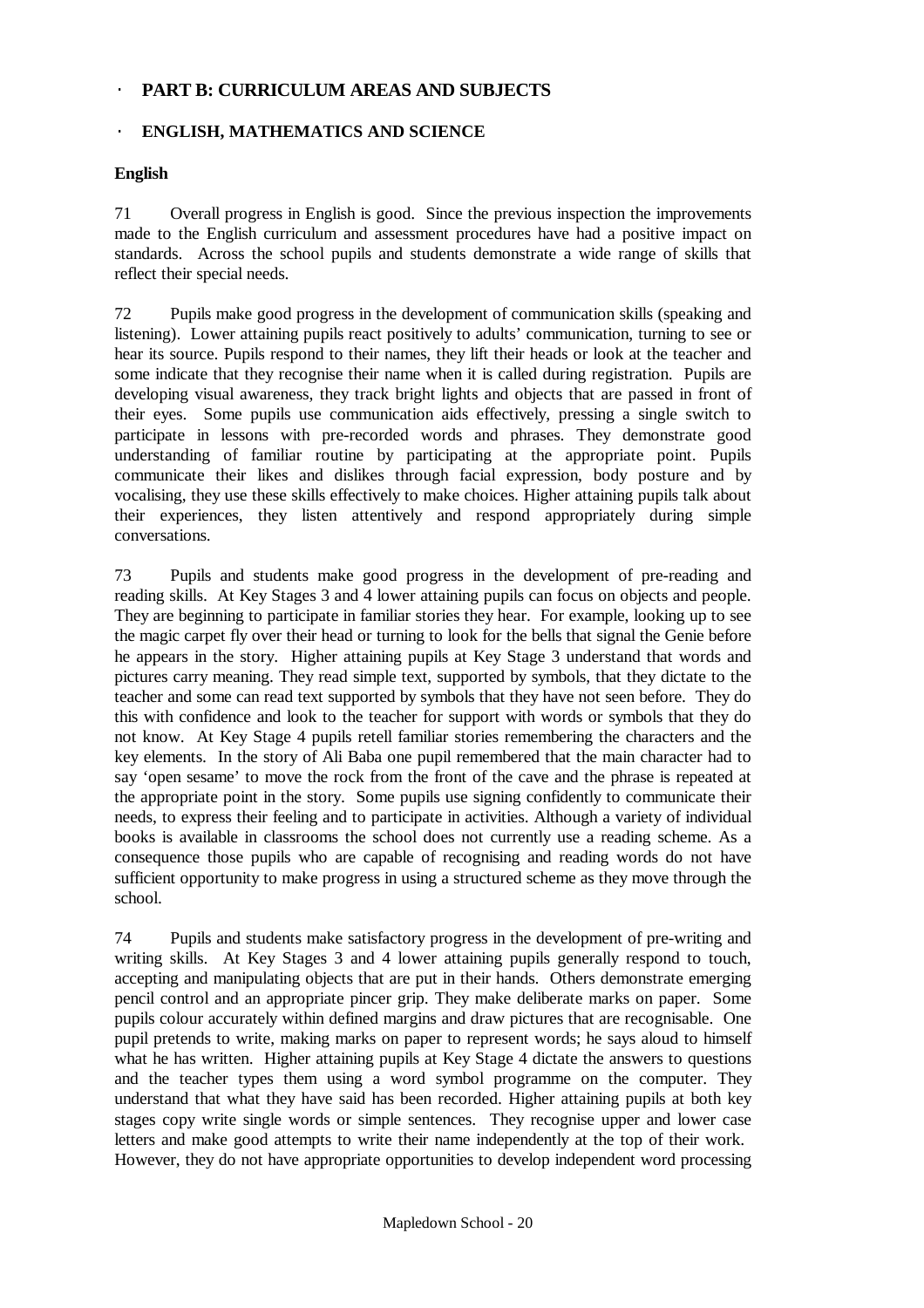## PART B: CURRICULUM AREAS AND SUBJECTS

### ENGLISH, MATHEMATICS AND SCIENCE

**English**

71 Overall progress in English is good. Since the previous inspection the improvements made to the English curriculum and assessment procedures have had a positive impact on standards. Across the school pupils and students demonstrate a wide range of skills that reflect their special needs.

72 Pupils make good progress in the development of communication skills (speaking and listening). Lower attaining pupils react positively to adults' communication, turning to see or hear its source. Pupils respond to their names, they lift their heads or look at the teacher and some indicate that they recognise their name when it is called during registration. Pupils are developing visual awareness, they track bright lights and objects that are passed in front of their eyes. Some pupils use communication aids effectively, pressing a single switch to participate in lessons with pre-recorded words and phrases. They demonstrate good understanding of familiar routine by participating at the appropriate point. Pupils communicate their likes and dislikes through facial expression, body posture and by vocalising, they use these skills effectively to make choices. Higher attaining pupils talk about their experiences, they listen attentively and respond appropriately during simple conversations.

73 Pupils and students make good progress in the development of pre-reading and reading skills. At Key Stages 3 and 4 lower attaining pupils can focus on objects and people. They are beginning to participate in familiar stories they hear. For example, looking up to see the magic carpet fly over their head or turning to look for the bells that signal the Genie before he appears in the story. Higher attaining pupils at Key Stage 3 understand that words and pictures carry meaning. They read simple text, supported by symbols, that they dictate to the teacher and some can read text supported by symbols that they have not seen before. They do this with confidence and look to the teacher for support with words or symbols that they do not know. At Key Stage 4 pupils retell familiar stories remembering the characters and the key elements. In the story of Ali Baba one pupil remembered that the main character had to say 'open sesame' to move the rock from the front of the cave and the phrase is repeated at the appropriate point in the story. Some pupils use signing confidently to communicate their needs, to express their feeling and to participate in activities. Although a variety of individual books is available in classrooms the school does not currently use a reading scheme. As a consequence those pupils who are capable of recognising and reading words do not have sufficient opportunity to make progress in using a structured scheme as they move through the school.

74 Pupils and students make satisfactory progress in the development of pre-writing and writing skills. At Key Stages 3 and 4 lower attaining pupils generally respond to touch, accepting and manipulating objects that are put in their hands. Others demonstrate emerging pencil control and an appropriate pincer grip. They make deliberate marks on paper. Some pupils colour accurately within defined margins and draw pictures that are recognisable. One pupil pretends to write, making marks on paper to represent words; he says aloud to himself what he has written. Higher attaining pupils at Key Stage 4 dictate the answers to questions and the teacher types them using a word symbol programme on the computer. They understand that what they have said has been recorded. Higher attaining pupils at both key stages copy write single words or simple sentences. They recognise upper and lower case letters and make good attempts to write their name independently at the top of their work. However, they do not have appropriate opportunities to develop independent word processing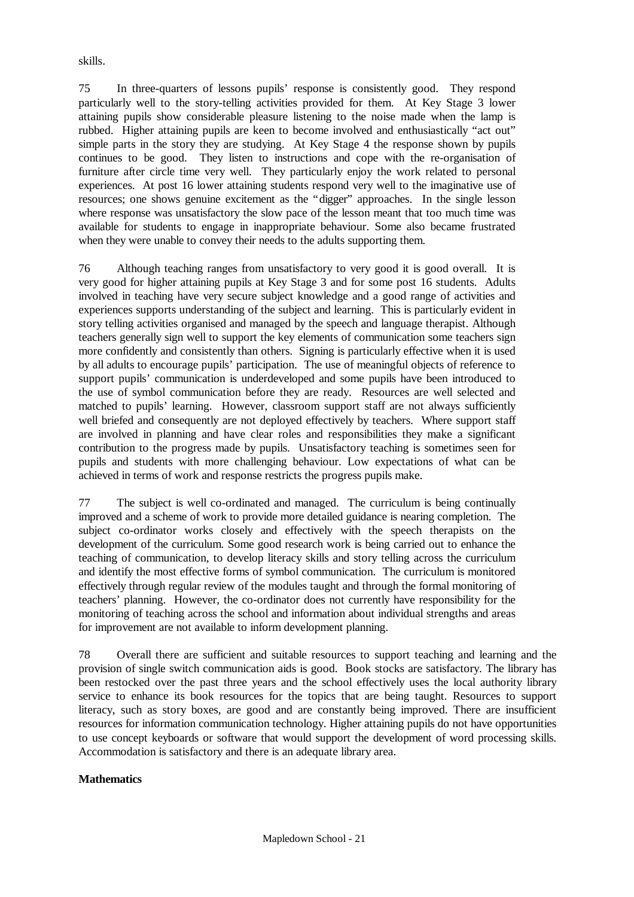skills.

75 In three-quarters of lessons pupils' response is consistently good. They respond particularly well to the story-telling activities provided for them. At Key Stage 3 lower attaining pupils show considerable pleasure listening to the noise made when the lamp is rubbed. Higher attaining pupils are keen to become involved and enthusiastically "act out" simple parts in the story they are studying. At Key Stage 4 the response shown by pupils continues to be good. They listen to instructions and cope with the re-organisation of furniture after circle time very well. They particularly enjoy the work related to personal experiences. At post 16 lower attaining students respond very well to the imaginative use of resources; one shows genuine excitement as the "digger" approaches. In the single lesson where response was unsatisfactory the slow pace of the lesson meant that too much time was available for students to engage in inappropriate behaviour. Some also became frustrated when they were unable to convey their needs to the adults supporting them.

76 Although teaching ranges from unsatisfactory to very good it is good overall. It is very good for higher attaining pupils at Key Stage 3 and for some post 16 students. Adults involved in teaching have very secure subject knowledge and a good range of activities and experiences supports understanding of the subject and learning. This is particularly evident in story telling activities organised and managed by the speech and language therapist. Although teachers generally sign well to support the key elements of communication some teachers sign more confidently and consistently than others. Signing is particularly effective when it is used by all adults to encourage pupils' participation. The use of meaningful objects of reference to support pupils' communication is underdeveloped and some pupils have been introduced to the use of symbol communication before they are ready. Resources are well selected and matched to pupils' learning. However, classroom support staff are not always sufficiently well briefed and consequently are not deployed effectively by teachers. Where support staff are involved in planning and have clear roles and responsibilities they make a significant contribution to the progress made by pupils. Unsatisfactory teaching is sometimes seen for pupils and students with more challenging behaviour. Low expectations of what can be achieved in terms of work and response restricts the progress pupils make.

77 The subject is well co-ordinated and managed. The curriculum is being continually improved and a scheme of work to provide more detailed guidance is nearing completion. The subject co-ordinator works closely and effectively with the speech therapists on the development of the curriculum. Some good research work is being carried out to enhance the teaching of communication, to develop literacy skills and story telling across the curriculum and identify the most effective forms of symbol communication. The curriculum is monitored effectively through regular review of the modules taught and through the formal monitoring of teachers' planning. However, the co-ordinator does not currently have responsibility for the monitoring of teaching across the school and information about individual strengths and areas for improvement are not available to inform development planning.

78 Overall there are sufficient and suitable resources to support teaching and learning and the provision of single switch communication aids is good. Book stocks are satisfactory. The library has been restocked over the past three years and the school effectively uses the local authority library service to enhance its book resources for the topics that are being taught. Resources to support literacy, such as story boxes, are good and are constantly being improved. There are insufficient resources for information communication technology. Higher attaining pupils do not have opportunities to use concept keyboards or software that would support the development of word processing skills. Accommodation is satisfactory and there is an adequate library area.

**Mathematics**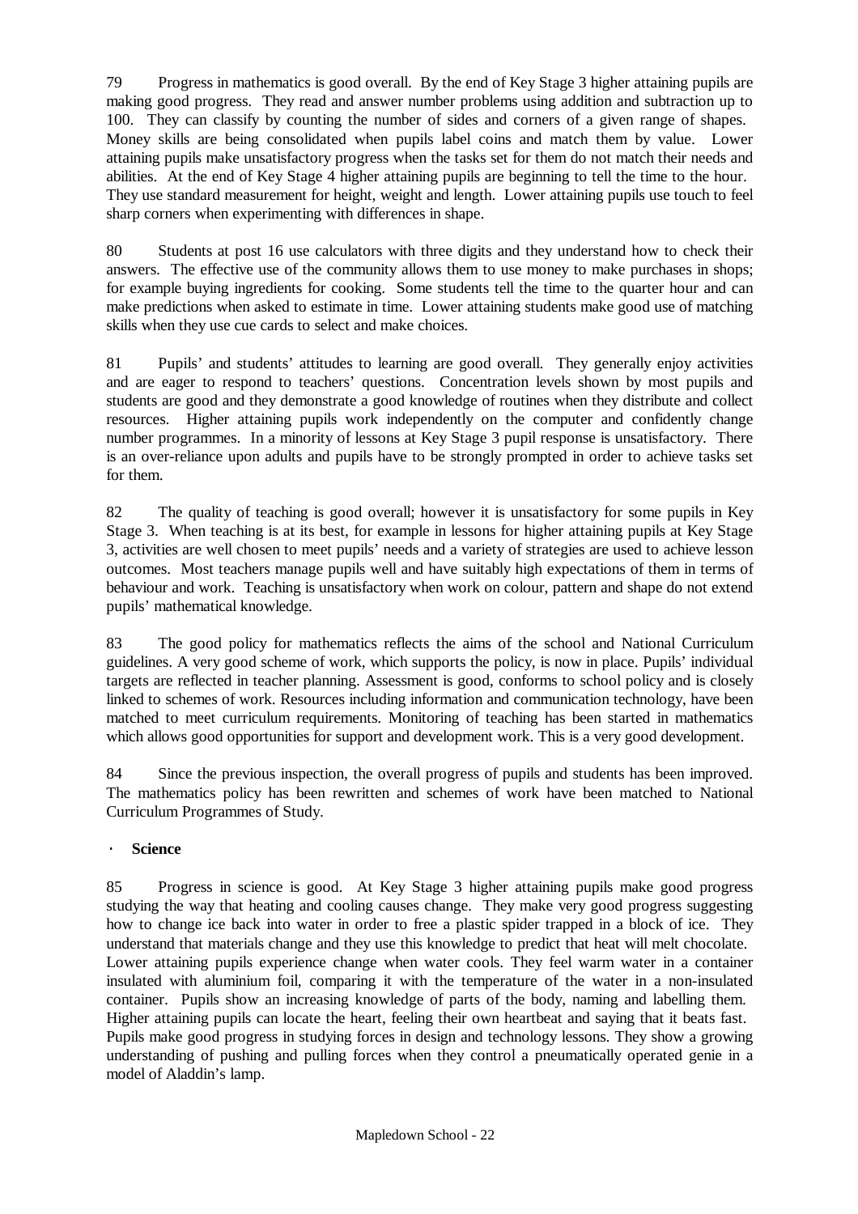79 Progress in mathematics is good overall. By the end of Key Stage 3 higher attaining pupils are making good progress. They read and answer number problems using addition and subtraction up to 100. They can classify by counting the number of sides and corners of a given range of shapes. Money skills are being consolidated when pupils label coins and match them by value. Lower attaining pupils make unsatisfactory progress when the tasks set for them do not match their needs and abilities. At the end of Key Stage 4 higher attaining pupils are beginning to tell the time to the hour. They use standard measurement for height, weight and length. Lower attaining pupils use touch to feel sharp corners when experimenting with differences in shape.

80 Students at post 16 use calculators with three digits and they understand how to check their answers. The effective use of the community allows them to use money to make purchases in shops; for example buying ingredients for cooking. Some students tell the time to the quarter hour and can make predictions when asked to estimate in time. Lower attaining students make good use of matching skills when they use cue cards to select and make choices.

81 Pupils' and students' attitudes to learning are good overall. They generally enjoy activities and are eager to respond to teachers' questions. Concentration levels shown by most pupils and students are good and they demonstrate a good knowledge of routines when they distribute and collect resources. Higher attaining pupils work independently on the computer and confidently change number programmes. In a minority of lessons at Key Stage 3 pupil response is unsatisfactory. There is an over-reliance upon adults and pupils have to be strongly prompted in order to achieve tasks set for them.

82 The quality of teaching is good overall; however it is unsatisfactory for some pupils in Key Stage 3. When teaching is at its best, for example in lessons for higher attaining pupils at Key Stage 3, activities are well chosen to meet pupils' needs and a variety of strategies are used to achieve lesson outcomes. Most teachers manage pupils well and have suitably high expectations of them in terms of behaviour and work. Teaching is unsatisfactory when work on colour, pattern and shape do not extend pupils' mathematical knowledge.

83 The good policy for mathematics reflects the aims of the school and National Curriculum guidelines. A very good scheme of work, which supports the policy, is now in place. Pupils' individual targets are reflected in teacher planning. Assessment is good, conforms to school policy and is closely linked to schemes of work. Resources including information and communication technology, have been matched to meet curriculum requirements. Monitoring of teaching has been started in mathematics which allows good opportunities for support and development work. This is a very good development.

84 Since the previous inspection, the overall progress of pupils and students has been improved. The mathematics policy has been rewritten and schemes of work have been matched to National Curriculum Programmes of Study.

- **Science**

85 Progress in science is good. At Key Stage 3 higher attaining pupils make good progress studying the way that heating and cooling causes change. They make very good progress suggesting how to change ice back into water in order to free a plastic spider trapped in a block of ice. They understand that materials change and they use this knowledge to predict that heat will melt chocolate. Lower attaining pupils experience change when water cools. They feel warm water in a container insulated with aluminium foil, comparing it with the temperature of the water in a non-insulated container. Pupils show an increasing knowledge of parts of the body, naming and labelling them. Higher attaining pupils can locate the heart, feeling their own heartbeat and saying that it beats fast. Pupils make good progress in studying forces in design and technology lessons. They show a growing understanding of pushing and pulling forces when they control a pneumatically operated genie in a model of Aladdin's lamp.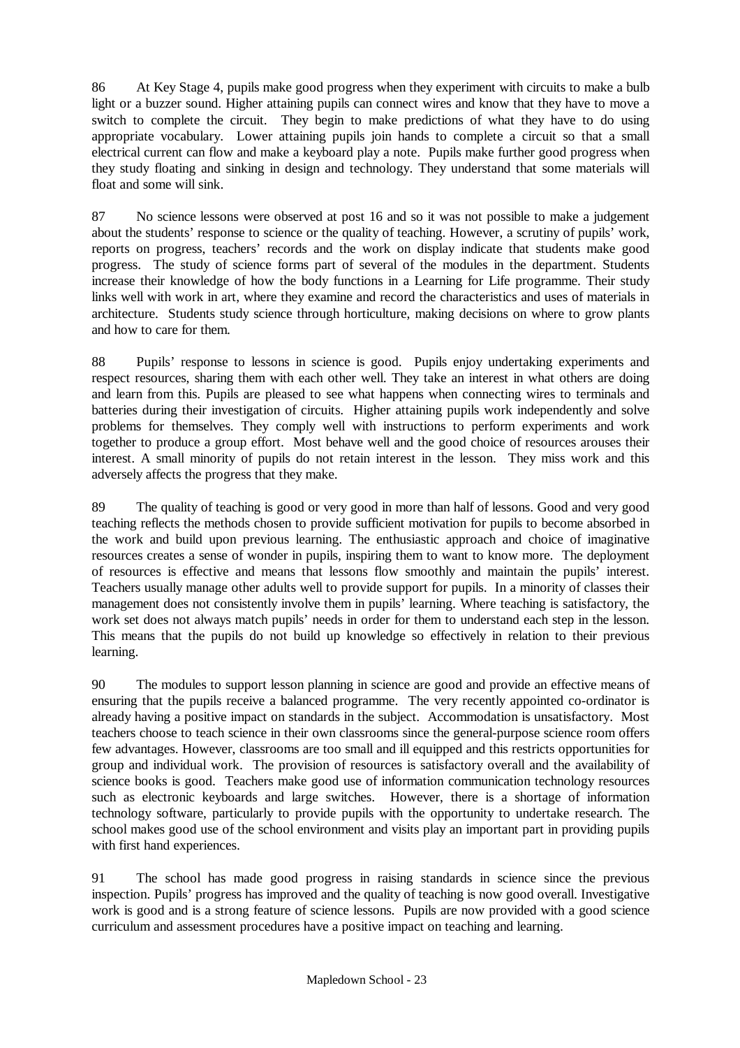86 At Key Stage 4, pupils make good progress when they experiment with circuits to make a bulb light or a buzzer sound. Higher attaining pupils can connect wires and know that they have to move a switch to complete the circuit. They begin to make predictions of what they have to do using appropriate vocabulary. Lower attaining pupils join hands to complete a circuit so that a small electrical current can flow and make a keyboard play a note. Pupils make further good progress when they study floating and sinking in design and technology. They understand that some materials will float and some will sink.

87 No science lessons were observed at post 16 and so it was not possible to make a judgement about the students' response to science or the quality of teaching. However, a scrutiny of pupils' work, reports on progress, teachers' records and the work on display indicate that students make good progress. The study of science forms part of several of the modules in the department. Students increase their knowledge of how the body functions in a Learning for Life programme. Their study links well with work in art, where they examine and record the characteristics and uses of materials in architecture. Students study science through horticulture, making decisions on where to grow plants and how to care for them.

88 Pupils' response to lessons in science is good. Pupils enjoy undertaking experiments and respect resources, sharing them with each other well. They take an interest in what others are doing and learn from this. Pupils are pleased to see what happens when connecting wires to terminals and batteries during their investigation of circuits. Higher attaining pupils work independently and solve problems for themselves. They comply well with instructions to perform experiments and work together to produce a group effort. Most behave well and the good choice of resources arouses their interest. A small minority of pupils do not retain interest in the lesson. They miss work and this adversely affects the progress that they make.

89 The quality of teaching is good or very good in more than half of lessons. Good and very good teaching reflects the methods chosen to provide sufficient motivation for pupils to become absorbed in the work and build upon previous learning. The enthusiastic approach and choice of imaginative resources creates a sense of wonder in pupils, inspiring them to want to know more. The deployment of resources is effective and means that lessons flow smoothly and maintain the pupils' interest. Teachers usually manage other adults well to provide support for pupils. In a minority of classes their management does not consistently involve them in pupils' learning. Where teaching is satisfactory, the work set does not always match pupils' needs in order for them to understand each step in the lesson. This means that the pupils do not build up knowledge so effectively in relation to their previous learning.

90 The modules to support lesson planning in science are good and provide an effective means of ensuring that the pupils receive a balanced programme. The very recently appointed co-ordinator is already having a positive impact on standards in the subject. Accommodation is unsatisfactory. Most teachers choose to teach science in their own classrooms since the general-purpose science room offers few advantages. However, classrooms are too small and ill equipped and this restricts opportunities for group and individual work. The provision of resources is satisfactory overall and the availability of science books is good. Teachers make good use of information communication technology resources such as electronic keyboards and large switches. However, there is a shortage of information technology software, particularly to provide pupils with the opportunity to undertake research. The school makes good use of the school environment and visits play an important part in providing pupils with first hand experiences.

91 The school has made good progress in raising standards in science since the previous inspection. Pupils' progress has improved and the quality of teaching is now good overall. Investigative work is good and is a strong feature of science lessons. Pupils are now provided with a good science curriculum and assessment procedures have a positive impact on teaching and learning.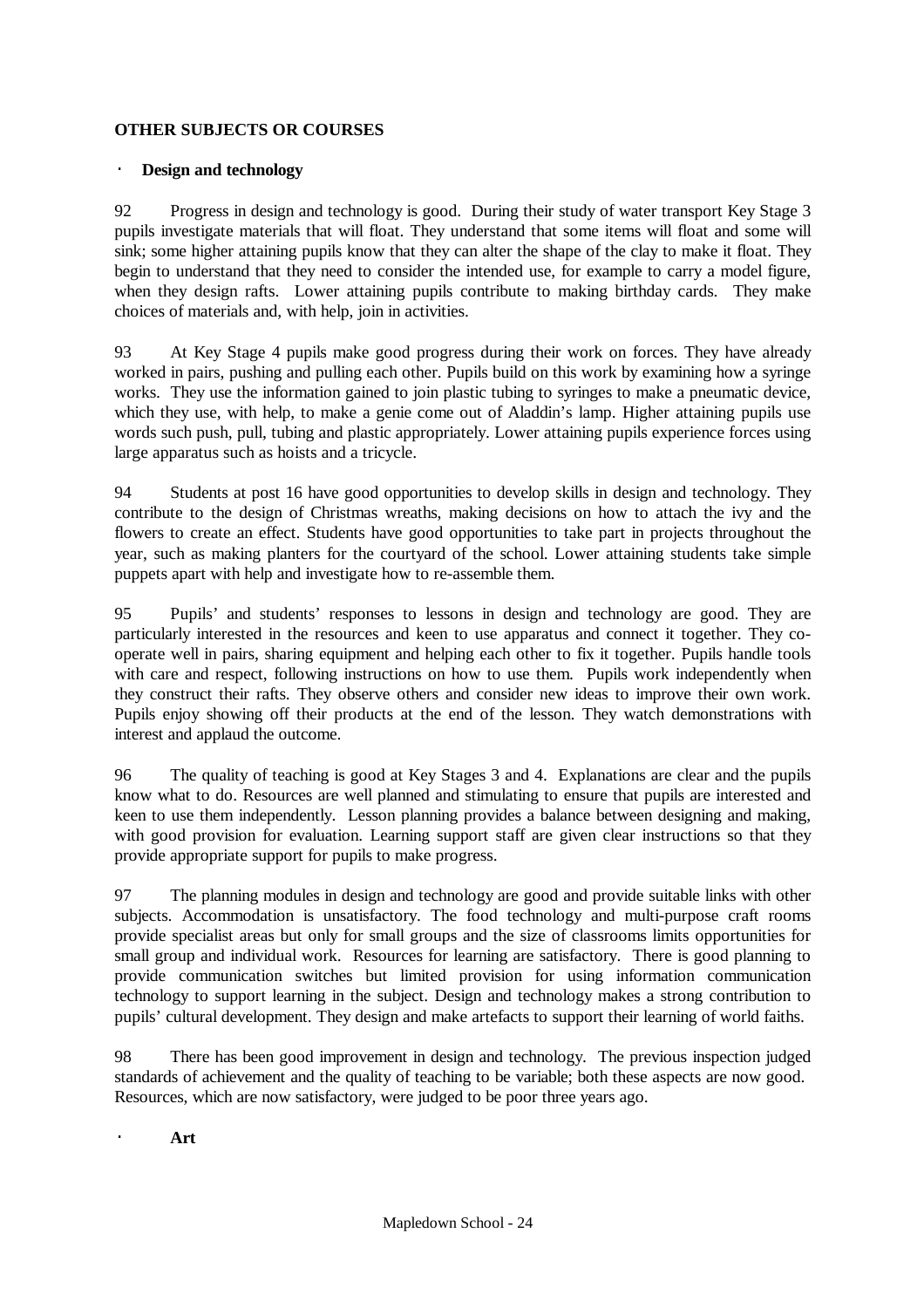## OTHER SUBJECTS OR COURSES

### · Design and technology

92 Progress in design and technology is good. During their study of water transport Key Stage 3 pupils investigate materials that will float. They understand that some items will float and some will sink; some higher attaining pupils know that they can alter the shape of the clay to make it float. They begin to understand that they need to consider the intended use, for example to carry a model figure, when they design rafts. Lower attaining pupils contribute to making birthday cards. They make choices of materials and, with help, join in activities.

93 At Key Stage 4 pupils make good progress during their work on forces. They have already worked in pairs, pushing and pulling each other. Pupils build on this work by examining how a syringe works. They use the information gained to join plastic tubing to syringes to make a pneumatic device, which they use, with help, to make a genie come out of Aladdin's lamp. Higher attaining pupils use words such push, pull, tubing and plastic appropriately. Lower attaining pupils experience forces using large apparatus such as hoists and a tricycle.

94 Students at post 16 have good opportunities to develop skills in design and technology. They contribute to the design of Christmas wreaths, making decisions on how to attach the ivy and the flowers to create an effect. Students have good opportunities to take part in projects throughout the year, such as making planters for the courtyard of the school. Lower attaining students take simple puppets apart with help and investigate how to re-assemble them.

95 Pupils' and students' responses to lessons in design and technology are good. They are particularly interested in the resources and keen to use apparatus and connect it together. They co-operate well in pairs, sharing equipment and helping each other to fix it together. Pupils handle tools with care and respect, following instructions on how to use them. Pupils work independently when they construct their rafts. They observe others and consider new ideas to improve their own work. Pupils enjoy showing off their products at the end of the lesson. They watch demonstrations with interest and applaud the outcome.

96 The quality of teaching is good at Key Stages 3 and 4. Explanations are clear and the pupils know what to do. Resources are well planned and stimulating to ensure that pupils are interested and keen to use them independently. Lesson planning provides a balance between designing and making, with good provision for evaluation. Learning support staff are given clear instructions so that they provide appropriate support for pupils to make progress.

97 The planning modules in design and technology are good and provide suitable links with other subjects. Accommodation is unsatisfactory. The food technology and multi-purpose craft rooms provide specialist areas but only for small groups and the size of classrooms limits opportunities for small group and individual work. Resources for learning are satisfactory. There is good planning to provide communication switches but limited provision for using information communication technology to support learning in the subject. Design and technology makes a strong contribution to pupils' cultural development. They design and make artefacts to support their learning of world faiths.

98 There has been good improvement in design and technology. The previous inspection judged standards of achievement and the quality of teaching to be variable; both these aspects are now good. Resources, which are now satisfactory, were judged to be poor three years ago.

### · Art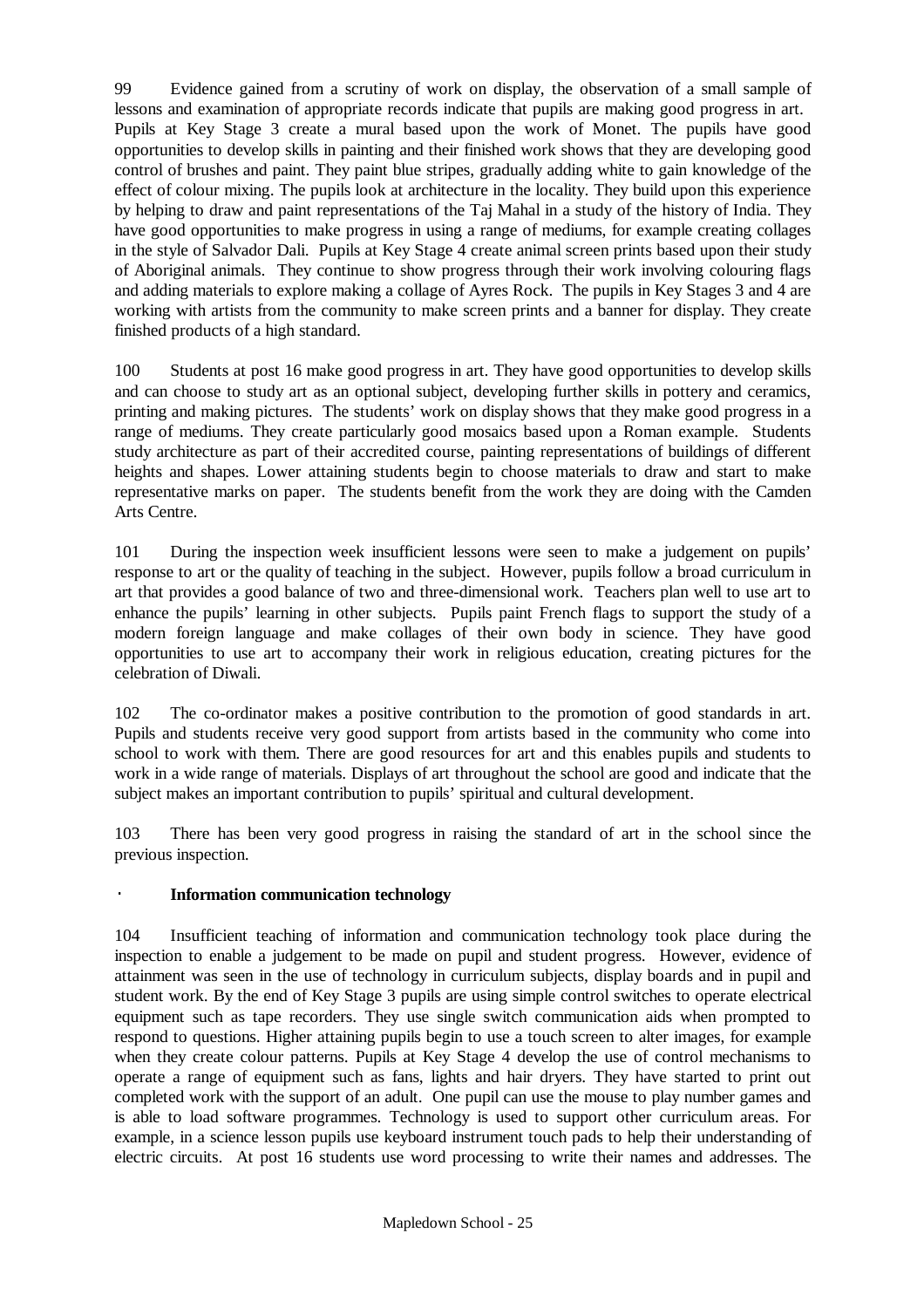99 Evidence gained from a scrutiny of work on display, the observation of a small sample of lessons and examination of appropriate records indicate that pupils are making good progress in art. Pupils at Key Stage 3 create a mural based upon the work of Monet. The pupils have good opportunities to develop skills in painting and their finished work shows that they are developing good control of brushes and paint. They paint blue stripes, gradually adding white to gain knowledge of the effect of colour mixing. The pupils look at architecture in the locality. They build upon this experience by helping to draw and paint representations of the Taj Mahal in a study of the history of India. They have good opportunities to make progress in using a range of mediums, for example creating collages in the style of Salvador Dali. Pupils at Key Stage 4 create animal screen prints based upon their study of Aboriginal animals. They continue to show progress through their work involving colouring flags and adding materials to explore making a collage of Ayres Rock. The pupils in Key Stages 3 and 4 are working with artists from the community to make screen prints and a banner for display. They create finished products of a high standard.

100 Students at post 16 make good progress in art. They have good opportunities to develop skills and can choose to study art as an optional subject, developing further skills in pottery and ceramics, printing and making pictures. The students' work on display shows that they make good progress in a range of mediums. They create particularly good mosaics based upon a Roman example. Students study architecture as part of their accredited course, painting representations of buildings of different heights and shapes. Lower attaining students begin to choose materials to draw and start to make representative marks on paper. The students benefit from the work they are doing with the Camden Arts Centre.

101 During the inspection week insufficient lessons were seen to make a judgement on pupils' response to art or the quality of teaching in the subject. However, pupils follow a broad curriculum in art that provides a good balance of two and three-dimensional work. Teachers plan well to use art to enhance the pupils' learning in other subjects. Pupils paint French flags to support the study of a modern foreign language and make collages of their own body in science. They have good opportunities to use art to accompany their work in religious education, creating pictures for the celebration of Diwali.

102 The co-ordinator makes a positive contribution to the promotion of good standards in art. Pupils and students receive very good support from artists based in the community who come into school to work with them. There are good resources for art and this enables pupils and students to work in a wide range of materials. Displays of art throughout the school are good and indicate that the subject makes an important contribution to pupils' spiritual and cultural development.

103 There has been very good progress in raising the standard of art in the school since the previous inspection.

### Information communication technology

104 Insufficient teaching of information and communication technology took place during the inspection to enable a judgement to be made on pupil and student progress. However, evidence of attainment was seen in the use of technology in curriculum subjects, display boards and in pupil and student work. By the end of Key Stage 3 pupils are using simple control switches to operate electrical equipment such as tape recorders. They use single switch communication aids when prompted to respond to questions. Higher attaining pupils begin to use a touch screen to alter images, for example when they create colour patterns. Pupils at Key Stage 4 develop the use of control mechanisms to operate a range of equipment such as fans, lights and hair dryers. They have started to print out completed work with the support of an adult. One pupil can use the mouse to play number games and is able to load software programmes. Technology is used to support other curriculum areas. For example, in a science lesson pupils use keyboard instrument touch pads to help their understanding of electric circuits. At post 16 students use word processing to write their names and addresses. The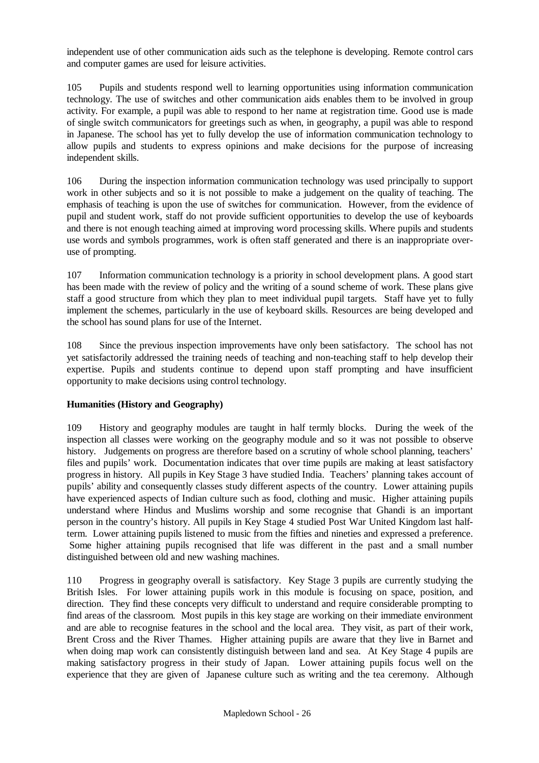independent use of other communication aids such as the telephone is developing. Remote control cars and computer games are used for leisure activities.

105 Pupils and students respond well to learning opportunities using information communication technology. The use of switches and other communication aids enables them to be involved in group activity. For example, a pupil was able to respond to her name at registration time. Good use is made of single switch communicators for greetings such as when, in geography, a pupil was able to respond in Japanese. The school has yet to fully develop the use of information communication technology to allow pupils and students to express opinions and make decisions for the purpose of increasing independent skills.

106 During the inspection information communication technology was used principally to support work in other subjects and so it is not possible to make a judgement on the quality of teaching. The emphasis of teaching is upon the use of switches for communication. However, from the evidence of pupil and student work, staff do not provide sufficient opportunities to develop the use of keyboards and there is not enough teaching aimed at improving word processing skills. Where pupils and students use words and symbols programmes, work is often staff generated and there is an inappropriate over-use of prompting.

107 Information communication technology is a priority in school development plans. A good start has been made with the review of policy and the writing of a sound scheme of work. These plans give staff a good structure from which they plan to meet individual pupil targets. Staff have yet to fully implement the schemes, particularly in the use of keyboard skills. Resources are being developed and the school has sound plans for use of the Internet.

108 Since the previous inspection improvements have only been satisfactory. The school has not yet satisfactorily addressed the training needs of teaching and non-teaching staff to help develop their expertise. Pupils and students continue to depend upon staff prompting and have insufficient opportunity to make decisions using control technology.

**Humanities (History and Geography)**

109 History and geography modules are taught in half termly blocks. During the week of the inspection all classes were working on the geography module and so it was not possible to observe history. Judgements on progress are therefore based on a scrutiny of whole school planning, teachers' files and pupils' work. Documentation indicates that over time pupils are making at least satisfactory progress in history. All pupils in Key Stage 3 have studied India. Teachers' planning takes account of pupils' ability and consequently classes study different aspects of the country. Lower attaining pupils have experienced aspects of Indian culture such as food, clothing and music. Higher attaining pupils understand where Hindus and Muslims worship and some recognise that Ghandi is an important person in the country's history. All pupils in Key Stage 4 studied Post War United Kingdom last half-term. Lower attaining pupils listened to music from the fifties and nineties and expressed a preference. Some higher attaining pupils recognised that life was different in the past and a small number distinguished between old and new washing machines.

110 Progress in geography overall is satisfactory. Key Stage 3 pupils are currently studying the British Isles. For lower attaining pupils work in this module is focusing on space, position, and direction. They find these concepts very difficult to understand and require considerable prompting to find areas of the classroom. Most pupils in this key stage are working on their immediate environment and are able to recognise features in the school and the local area. They visit, as part of their work, Brent Cross and the River Thames. Higher attaining pupils are aware that they live in Barnet and when doing map work can consistently distinguish between land and sea. At Key Stage 4 pupils are making satisfactory progress in their study of Japan. Lower attaining pupils focus well on the experience that they are given of Japanese culture such as writing and the tea ceremony. Although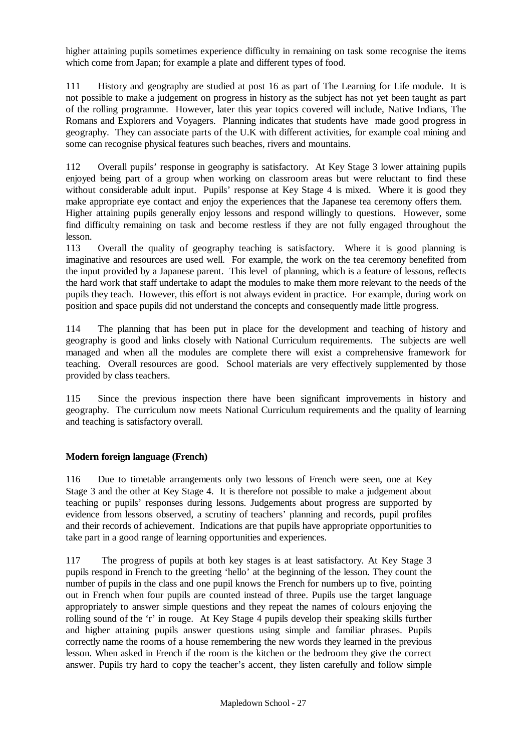higher attaining pupils sometimes experience difficulty in remaining on task some recognise the items which come from Japan; for example a plate and different types of food.

111 History and geography are studied at post 16 as part of The Learning for Life module. It is not possible to make a judgement on progress in history as the subject has not yet been taught as part of the rolling programme. However, later this year topics covered will include, Native Indians, The Romans and Explorers and Voyagers. Planning indicates that students have made good progress in geography. They can associate parts of the U.K with different activities, for example coal mining and some can recognise physical features such beaches, rivers and mountains.

112 Overall pupils' response in geography is satisfactory. At Key Stage 3 lower attaining pupils enjoyed being part of a group when working on classroom areas but were reluctant to find these without considerable adult input. Pupils' response at Key Stage 4 is mixed. Where it is good they make appropriate eye contact and enjoy the experiences that the Japanese tea ceremony offers them. Higher attaining pupils generally enjoy lessons and respond willingly to questions. However, some find difficulty remaining on task and become restless if they are not fully engaged throughout the lesson.

113 Overall the quality of geography teaching is satisfactory. Where it is good planning is imaginative and resources are used well. For example, the work on the tea ceremony benefited from the input provided by a Japanese parent. This level of planning, which is a feature of lessons, reflects the hard work that staff undertake to adapt the modules to make them more relevant to the needs of the pupils they teach. However, this effort is not always evident in practice. For example, during work on position and space pupils did not understand the concepts and consequently made little progress.

114 The planning that has been put in place for the development and teaching of history and geography is good and links closely with National Curriculum requirements. The subjects are well managed and when all the modules are complete there will exist a comprehensive framework for teaching. Overall resources are good. School materials are very effectively supplemented by those provided by class teachers.

115 Since the previous inspection there have been significant improvements in history and geography. The curriculum now meets National Curriculum requirements and the quality of learning and teaching is satisfactory overall.

**Modern foreign language (French)**

116 Due to timetable arrangements only two lessons of French were seen, one at Key Stage 3 and the other at Key Stage 4. It is therefore not possible to make a judgement about teaching or pupils' responses during lessons. Judgements about progress are supported by evidence from lessons observed, a scrutiny of teachers' planning and records, pupil profiles and their records of achievement. Indications are that pupils have appropriate opportunities to take part in a good range of learning opportunities and experiences.

117 The progress of pupils at both key stages is at least satisfactory. At Key Stage 3 pupils respond in French to the greeting 'hello' at the beginning of the lesson. They count the number of pupils in the class and one pupil knows the French for numbers up to five, pointing out in French when four pupils are counted instead of three. Pupils use the target language appropriately to answer simple questions and they repeat the names of colours enjoying the rolling sound of the 'r' in rouge. At Key Stage 4 pupils develop their speaking skills further and higher attaining pupils answer questions using simple and familiar phrases. Pupils correctly name the rooms of a house remembering the new words they learned in the previous lesson. When asked in French if the room is the kitchen or the bedroom they give the correct answer. Pupils try hard to copy the teacher's accent, they listen carefully and follow simple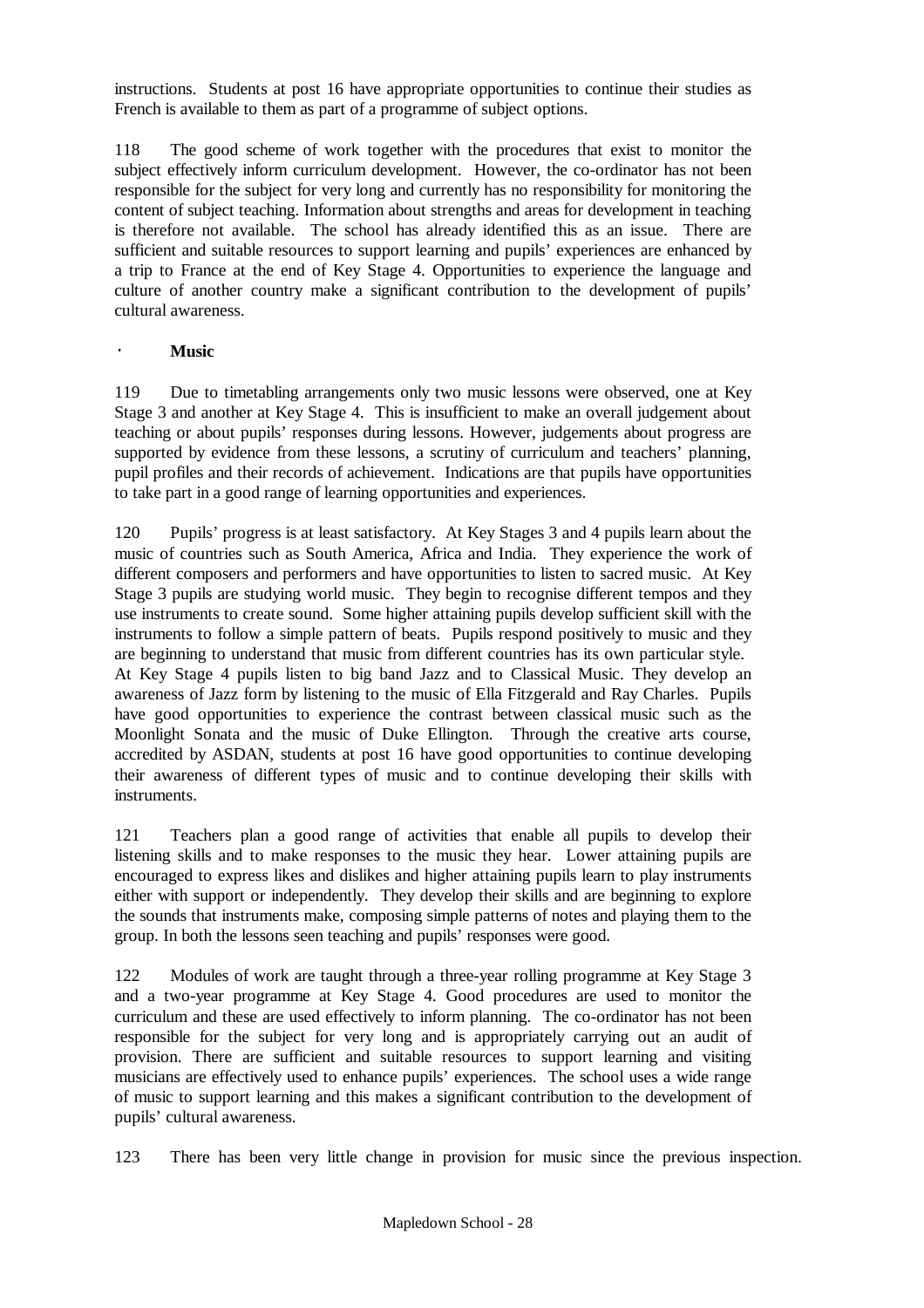instructions. Students at post 16 have appropriate opportunities to continue their studies as French is available to them as part of a programme of subject options.

118 The good scheme of work together with the procedures that exist to monitor the subject effectively inform curriculum development. However, the co-ordinator has not been responsible for the subject for very long and currently has no responsibility for monitoring the content of subject teaching. Information about strengths and areas for development in teaching is therefore not available. The school has already identified this as an issue. There are sufficient and suitable resources to support learning and pupils' experiences are enhanced by a trip to France at the end of Key Stage 4. Opportunities to experience the language and culture of another country make a significant contribution to the development of pupils' cultural awareness.

· **Music**

119 Due to timetabling arrangements only two music lessons were observed, one at Key Stage 3 and another at Key Stage 4. This is insufficient to make an overall judgement about teaching or about pupils' responses during lessons. However, judgements about progress are supported by evidence from these lessons, a scrutiny of curriculum and teachers' planning, pupil profiles and their records of achievement. Indications are that pupils have opportunities to take part in a good range of learning opportunities and experiences.

120 Pupils' progress is at least satisfactory. At Key Stages 3 and 4 pupils learn about the music of countries such as South America, Africa and India. They experience the work of different composers and performers and have opportunities to listen to sacred music. At Key Stage 3 pupils are studying world music. They begin to recognise different tempos and they use instruments to create sound. Some higher attaining pupils develop sufficient skill with the instruments to follow a simple pattern of beats. Pupils respond positively to music and they are beginning to understand that music from different countries has its own particular style. At Key Stage 4 pupils listen to big band Jazz and to Classical Music. They develop an awareness of Jazz form by listening to the music of Ella Fitzgerald and Ray Charles. Pupils have good opportunities to experience the contrast between classical music such as the Moonlight Sonata and the music of Duke Ellington. Through the creative arts course, accredited by ASDAN, students at post 16 have good opportunities to continue developing their awareness of different types of music and to continue developing their skills with instruments.

121 Teachers plan a good range of activities that enable all pupils to develop their listening skills and to make responses to the music they hear. Lower attaining pupils are encouraged to express likes and dislikes and higher attaining pupils learn to play instruments either with support or independently. They develop their skills and are beginning to explore the sounds that instruments make, composing simple patterns of notes and playing them to the group. In both the lessons seen teaching and pupils' responses were good.

122 Modules of work are taught through a three-year rolling programme at Key Stage 3 and a two-year programme at Key Stage 4. Good procedures are used to monitor the curriculum and these are used effectively to inform planning. The co-ordinator has not been responsible for the subject for very long and is appropriately carrying out an audit of provision. There are sufficient and suitable resources to support learning and visiting musicians are effectively used to enhance pupils' experiences. The school uses a wide range of music to support learning and this makes a significant contribution to the development of pupils' cultural awareness.

123 There has been very little change in provision for music since the previous inspection.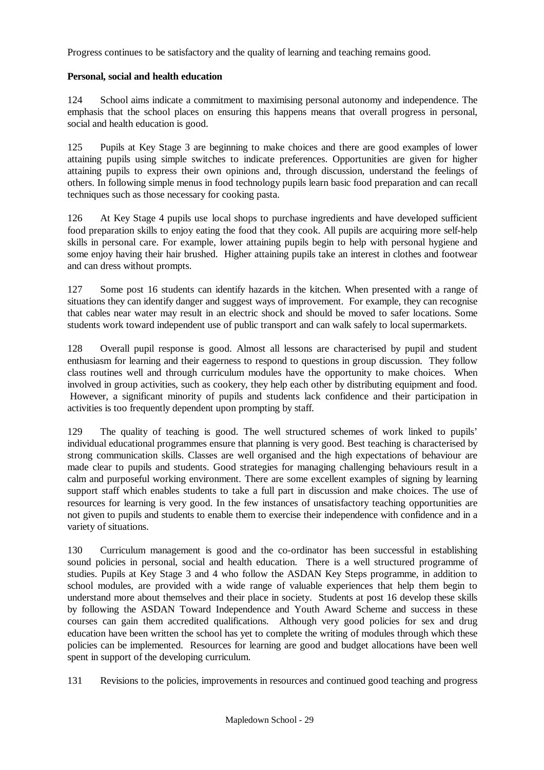Progress continues to be satisfactory and the quality of learning and teaching remains good.

**Personal, social and health education**

124 School aims indicate a commitment to maximising personal autonomy and independence. The emphasis that the school places on ensuring this happens means that overall progress in personal, social and health education is good.

125 Pupils at Key Stage 3 are beginning to make choices and there are good examples of lower attaining pupils using simple switches to indicate preferences. Opportunities are given for higher attaining pupils to express their own opinions and, through discussion, understand the feelings of others. In following simple menus in food technology pupils learn basic food preparation and can recall techniques such as those necessary for cooking pasta.

126 At Key Stage 4 pupils use local shops to purchase ingredients and have developed sufficient food preparation skills to enjoy eating the food that they cook. All pupils are acquiring more self-help skills in personal care. For example, lower attaining pupils begin to help with personal hygiene and some enjoy having their hair brushed. Higher attaining pupils take an interest in clothes and footwear and can dress without prompts.

127 Some post 16 students can identify hazards in the kitchen. When presented with a range of situations they can identify danger and suggest ways of improvement. For example, they can recognise that cables near water may result in an electric shock and should be moved to safer locations. Some students work toward independent use of public transport and can walk safely to local supermarkets.

128 Overall pupil response is good. Almost all lessons are characterised by pupil and student enthusiasm for learning and their eagerness to respond to questions in group discussion. They follow class routines well and through curriculum modules have the opportunity to make choices. When involved in group activities, such as cookery, they help each other by distributing equipment and food. However, a significant minority of pupils and students lack confidence and their participation in activities is too frequently dependent upon prompting by staff.

129 The quality of teaching is good. The well structured schemes of work linked to pupils' individual educational programmes ensure that planning is very good. Best teaching is characterised by strong communication skills. Classes are well organised and the high expectations of behaviour are made clear to pupils and students. Good strategies for managing challenging behaviours result in a calm and purposeful working environment. There are some excellent examples of signing by learning support staff which enables students to take a full part in discussion and make choices. The use of resources for learning is very good. In the few instances of unsatisfactory teaching opportunities are not given to pupils and students to enable them to exercise their independence with confidence and in a variety of situations.

130 Curriculum management is good and the co-ordinator has been successful in establishing sound policies in personal, social and health education. There is a well structured programme of studies. Pupils at Key Stage 3 and 4 who follow the ASDAN Key Steps programme, in addition to school modules, are provided with a wide range of valuable experiences that help them begin to understand more about themselves and their place in society. Students at post 16 develop these skills by following the ASDAN Toward Independence and Youth Award Scheme and success in these courses can gain them accredited qualifications. Although very good policies for sex and drug education have been written the school has yet to complete the writing of modules through which these policies can be implemented. Resources for learning are good and budget allocations have been well spent in support of the developing curriculum.

131 Revisions to the policies, improvements in resources and continued good teaching and progress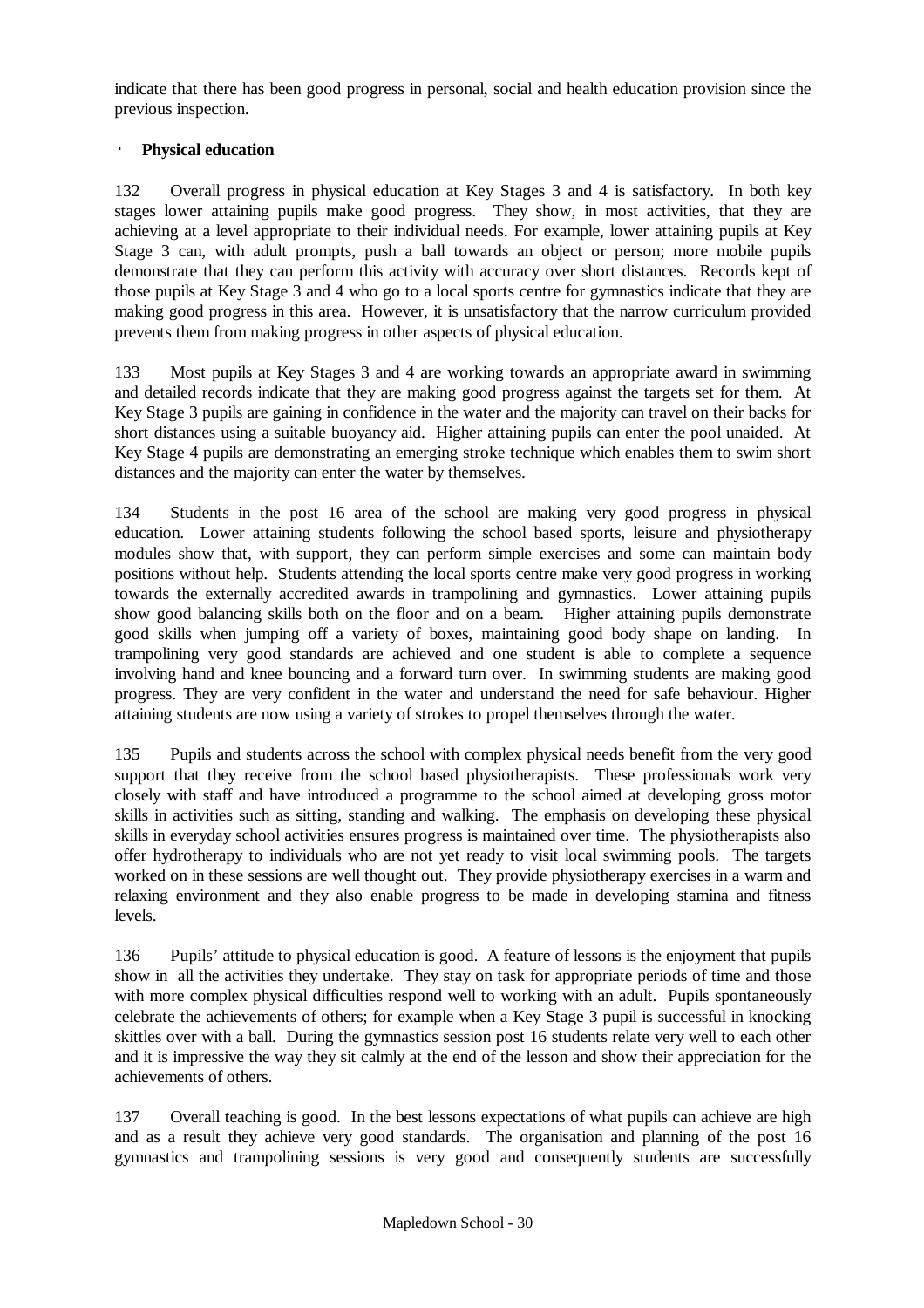indicate that there has been good progress in personal, social and health education provision since the previous inspection.

- **Physical education**

132 Overall progress in physical education at Key Stages 3 and 4 is satisfactory. In both key stages lower attaining pupils make good progress. They show, in most activities, that they are achieving at a level appropriate to their individual needs. For example, lower attaining pupils at Key Stage 3 can, with adult prompts, push a ball towards an object or person; more mobile pupils demonstrate that they can perform this activity with accuracy over short distances. Records kept of those pupils at Key Stage 3 and 4 who go to a local sports centre for gymnastics indicate that they are making good progress in this area. However, it is unsatisfactory that the narrow curriculum provided prevents them from making progress in other aspects of physical education.

133 Most pupils at Key Stages 3 and 4 are working towards an appropriate award in swimming and detailed records indicate that they are making good progress against the targets set for them. At Key Stage 3 pupils are gaining in confidence in the water and the majority can travel on their backs for short distances using a suitable buoyancy aid. Higher attaining pupils can enter the pool unaided. At Key Stage 4 pupils are demonstrating an emerging stroke technique which enables them to swim short distances and the majority can enter the water by themselves.

134 Students in the post 16 area of the school are making very good progress in physical education. Lower attaining students following the school based sports, leisure and physiotherapy modules show that, with support, they can perform simple exercises and some can maintain body positions without help. Students attending the local sports centre make very good progress in working towards the externally accredited awards in trampolining and gymnastics. Lower attaining pupils show good balancing skills both on the floor and on a beam. Higher attaining pupils demonstrate good skills when jumping off a variety of boxes, maintaining good body shape on landing. In trampolining very good standards are achieved and one student is able to complete a sequence involving hand and knee bouncing and a forward turn over. In swimming students are making good progress. They are very confident in the water and understand the need for safe behaviour. Higher attaining students are now using a variety of strokes to propel themselves through the water.

135 Pupils and students across the school with complex physical needs benefit from the very good support that they receive from the school based physiotherapists. These professionals work very closely with staff and have introduced a programme to the school aimed at developing gross motor skills in activities such as sitting, standing and walking. The emphasis on developing these physical skills in everyday school activities ensures progress is maintained over time. The physiotherapists also offer hydrotherapy to individuals who are not yet ready to visit local swimming pools. The targets worked on in these sessions are well thought out. They provide physiotherapy exercises in a warm and relaxing environment and they also enable progress to be made in developing stamina and fitness levels.

136 Pupils' attitude to physical education is good. A feature of lessons is the enjoyment that pupils show in all the activities they undertake. They stay on task for appropriate periods of time and those with more complex physical difficulties respond well to working with an adult. Pupils spontaneously celebrate the achievements of others; for example when a Key Stage 3 pupil is successful in knocking skittles over with a ball. During the gymnastics session post 16 students relate very well to each other and it is impressive the way they sit calmly at the end of the lesson and show their appreciation for the achievements of others.

137 Overall teaching is good. In the best lessons expectations of what pupils can achieve are high and as a result they achieve very good standards. The organisation and planning of the post 16 gymnastics and trampolining sessions is very good and consequently students are successfully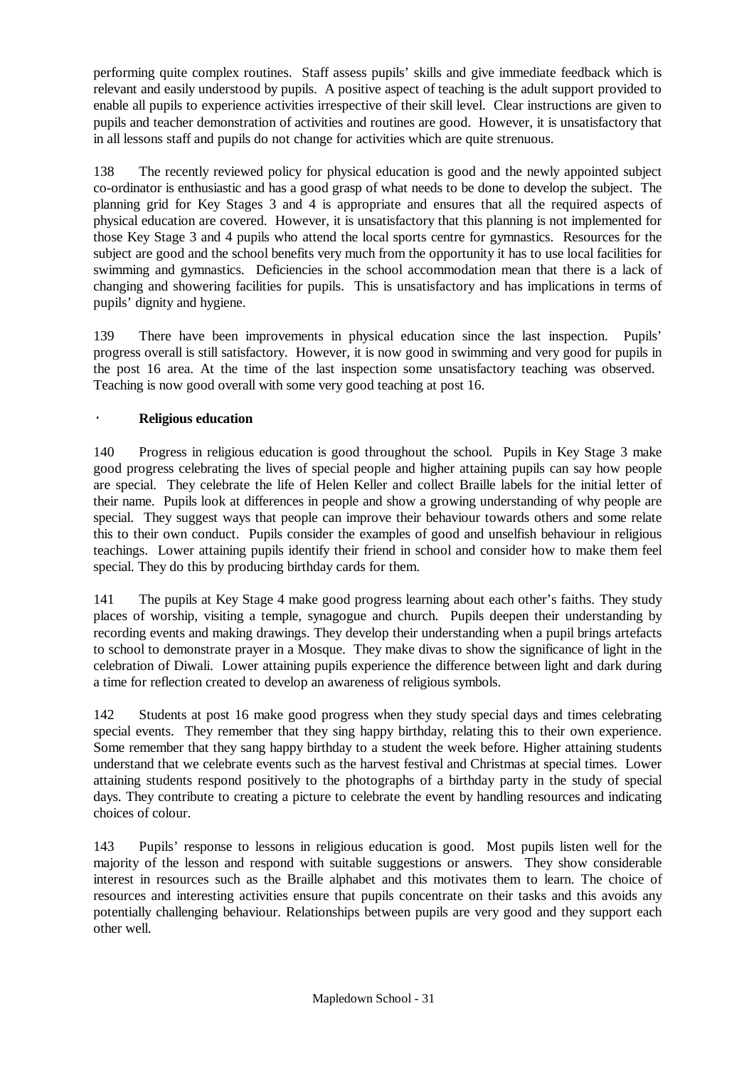performing quite complex routines. Staff assess pupils' skills and give immediate feedback which is relevant and easily understood by pupils. A positive aspect of teaching is the adult support provided to enable all pupils to experience activities irrespective of their skill level. Clear instructions are given to pupils and teacher demonstration of activities and routines are good. However, it is unsatisfactory that in all lessons staff and pupils do not change for activities which are quite strenuous.

138 The recently reviewed policy for physical education is good and the newly appointed subject co-ordinator is enthusiastic and has a good grasp of what needs to be done to develop the subject. The planning grid for Key Stages 3 and 4 is appropriate and ensures that all the required aspects of physical education are covered. However, it is unsatisfactory that this planning is not implemented for those Key Stage 3 and 4 pupils who attend the local sports centre for gymnastics. Resources for the subject are good and the school benefits very much from the opportunity it has to use local facilities for swimming and gymnastics. Deficiencies in the school accommodation mean that there is a lack of changing and showering facilities for pupils. This is unsatisfactory and has implications in terms of pupils' dignity and hygiene.

139 There have been improvements in physical education since the last inspection. Pupils' progress overall is still satisfactory. However, it is now good in swimming and very good for pupils in the post 16 area. At the time of the last inspection some unsatisfactory teaching was observed. Teaching is now good overall with some very good teaching at post 16.

**Religious education**

140 Progress in religious education is good throughout the school. Pupils in Key Stage 3 make good progress celebrating the lives of special people and higher attaining pupils can say how people are special. They celebrate the life of Helen Keller and collect Braille labels for the initial letter of their name. Pupils look at differences in people and show a growing understanding of why people are special. They suggest ways that people can improve their behaviour towards others and some relate this to their own conduct. Pupils consider the examples of good and unselfish behaviour in religious teachings. Lower attaining pupils identify their friend in school and consider how to make them feel special. They do this by producing birthday cards for them.

141 The pupils at Key Stage 4 make good progress learning about each other's faiths. They study places of worship, visiting a temple, synagogue and church. Pupils deepen their understanding by recording events and making drawings. They develop their understanding when a pupil brings artefacts to school to demonstrate prayer in a Mosque. They make divas to show the significance of light in the celebration of Diwali. Lower attaining pupils experience the difference between light and dark during a time for reflection created to develop an awareness of religious symbols.

142 Students at post 16 make good progress when they study special days and times celebrating special events. They remember that they sing happy birthday, relating this to their own experience. Some remember that they sang happy birthday to a student the week before. Higher attaining students understand that we celebrate events such as the harvest festival and Christmas at special times. Lower attaining students respond positively to the photographs of a birthday party in the study of special days. They contribute to creating a picture to celebrate the event by handling resources and indicating choices of colour.

143 Pupils' response to lessons in religious education is good. Most pupils listen well for the majority of the lesson and respond with suitable suggestions or answers. They show considerable interest in resources such as the Braille alphabet and this motivates them to learn. The choice of resources and interesting activities ensure that pupils concentrate on their tasks and this avoids any potentially challenging behaviour. Relationships between pupils are very good and they support each other well.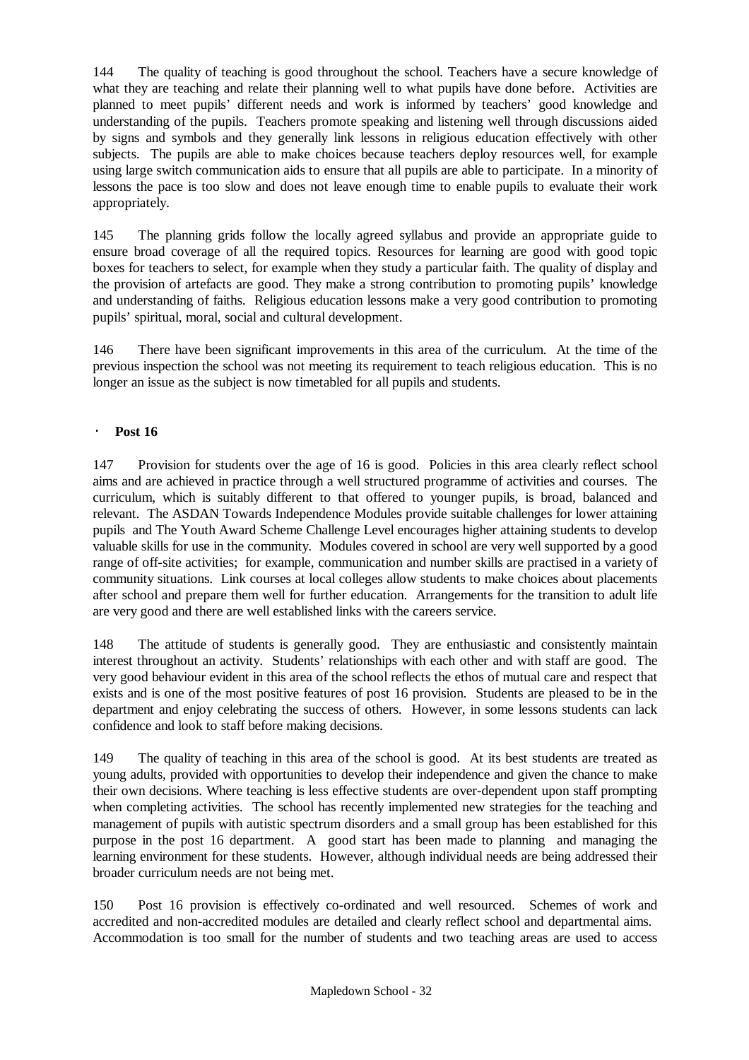144 The quality of teaching is good throughout the school. Teachers have a secure knowledge of what they are teaching and relate their planning well to what pupils have done before. Activities are planned to meet pupils' different needs and work is informed by teachers' good knowledge and understanding of the pupils. Teachers promote speaking and listening well through discussions aided by signs and symbols and they generally link lessons in religious education effectively with other subjects. The pupils are able to make choices because teachers deploy resources well, for example using large switch communication aids to ensure that all pupils are able to participate. In a minority of lessons the pace is too slow and does not leave enough time to enable pupils to evaluate their work appropriately.

145 The planning grids follow the locally agreed syllabus and provide an appropriate guide to ensure broad coverage of all the required topics. Resources for learning are good with good topic boxes for teachers to select, for example when they study a particular faith. The quality of display and the provision of artefacts are good. They make a strong contribution to promoting pupils' knowledge and understanding of faiths. Religious education lessons make a very good contribution to promoting pupils' spiritual, moral, social and cultural development.

146 There have been significant improvements in this area of the curriculum. At the time of the previous inspection the school was not meeting its requirement to teach religious education. This is no longer an issue as the subject is now timetabled for all pupils and students.

- **Post 16**

147 Provision for students over the age of 16 is good. Policies in this area clearly reflect school aims and are achieved in practice through a well structured programme of activities and courses. The curriculum, which is suitably different to that offered to younger pupils, is broad, balanced and relevant. The ASDAN Towards Independence Modules provide suitable challenges for lower attaining pupils and The Youth Award Scheme Challenge Level encourages higher attaining students to develop valuable skills for use in the community. Modules covered in school are very well supported by a good range of off-site activities; for example, communication and number skills are practised in a variety of community situations. Link courses at local colleges allow students to make choices about placements after school and prepare them well for further education. Arrangements for the transition to adult life are very good and there are well established links with the careers service.

148 The attitude of students is generally good. They are enthusiastic and consistently maintain interest throughout an activity. Students' relationships with each other and with staff are good. The very good behaviour evident in this area of the school reflects the ethos of mutual care and respect that exists and is one of the most positive features of post 16 provision. Students are pleased to be in the department and enjoy celebrating the success of others. However, in some lessons students can lack confidence and look to staff before making decisions.

149 The quality of teaching in this area of the school is good. At its best students are treated as young adults, provided with opportunities to develop their independence and given the chance to make their own decisions. Where teaching is less effective students are over-dependent upon staff prompting when completing activities. The school has recently implemented new strategies for the teaching and management of pupils with autistic spectrum disorders and a small group has been established for this purpose in the post 16 department. A good start has been made to planning and managing the learning environment for these students. However, although individual needs are being addressed their broader curriculum needs are not being met.

150 Post 16 provision is effectively co-ordinated and well resourced. Schemes of work and accredited and non-accredited modules are detailed and clearly reflect school and departmental aims. Accommodation is too small for the number of students and two teaching areas are used to access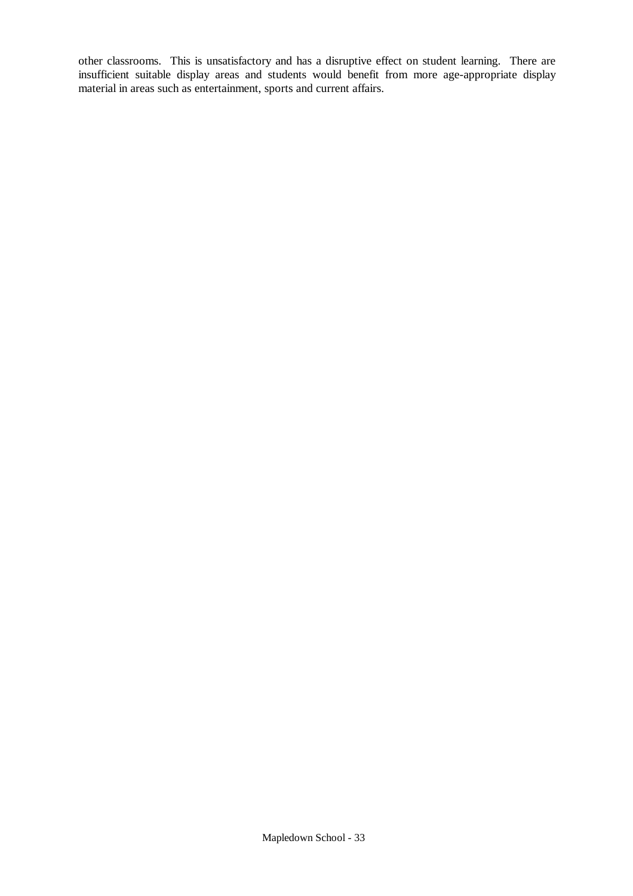other classrooms. This is unsatisfactory and has a disruptive effect on student learning. There are insufficient suitable display areas and students would benefit from more age-appropriate display material in areas such as entertainment, sports and current affairs.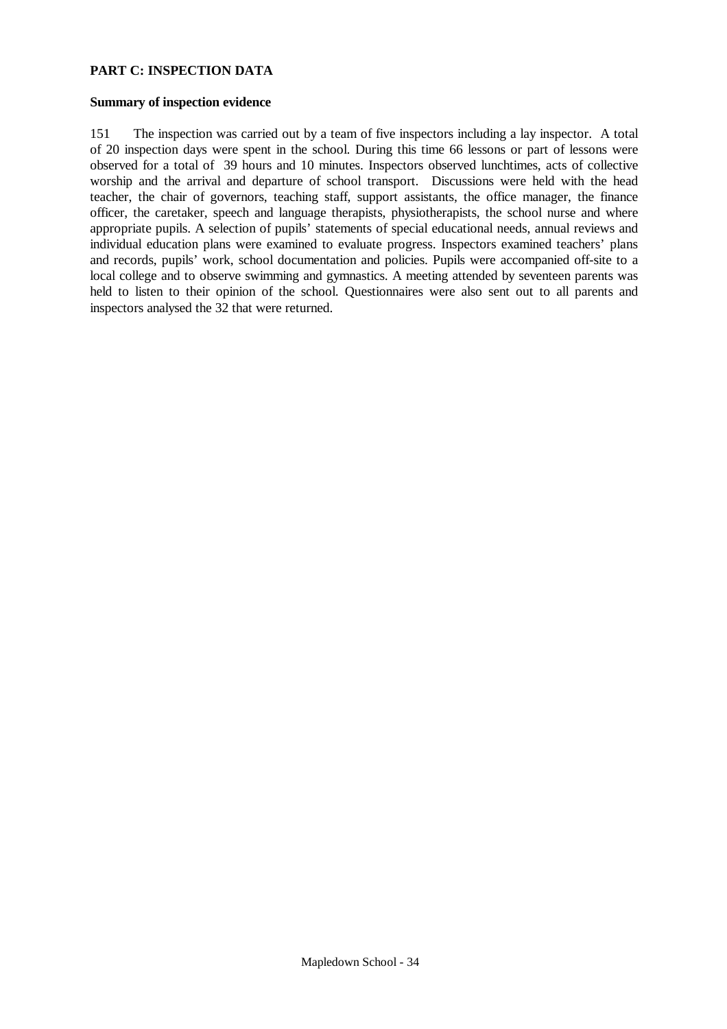**PART C: INSPECTION DATA**

**Summary of inspection evidence**

151 The inspection was carried out by a team of five inspectors including a lay inspector. A total of 20 inspection days were spent in the school. During this time 66 lessons or part of lessons were observed for a total of 39 hours and 10 minutes. Inspectors observed lunchtimes, acts of collective worship and the arrival and departure of school transport. Discussions were held with the head teacher, the chair of governors, teaching staff, support assistants, the office manager, the finance officer, the caretaker, speech and language therapists, physiotherapists, the school nurse and where appropriate pupils. A selection of pupils' statements of special educational needs, annual reviews and individual education plans were examined to evaluate progress. Inspectors examined teachers' plans and records, pupils' work, school documentation and policies. Pupils were accompanied off-site to a local college and to observe swimming and gymnastics. A meeting attended by seventeen parents was held to listen to their opinion of the school. Questionnaires were also sent out to all parents and inspectors analysed the 32 that were returned.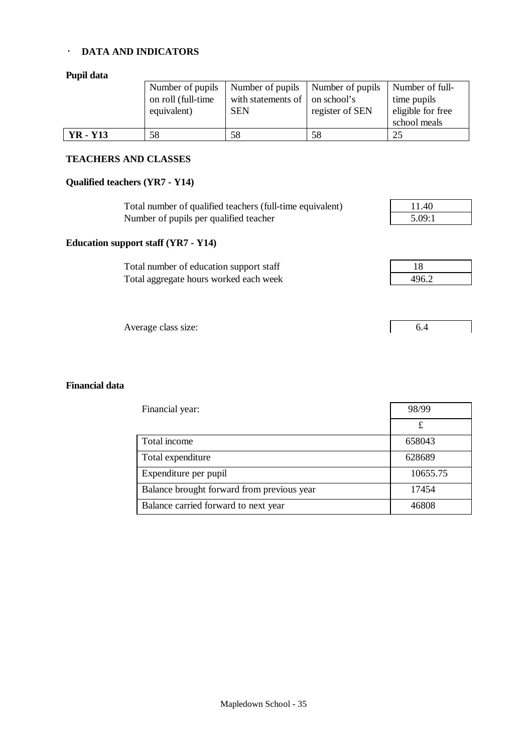## DATA AND INDICATORS

### Pupil data

| | Number of pupils on roll (full-time equivalent) | Number of pupils with statements of SEN | Number of pupils on school's register of SEN | Number of full-time pupils eligible for free school meals |
|---|---|---|---|---|
| **YR - Y13** | 58 | 58 | 58 | 25 |

### TEACHERS AND CLASSES

#### Qualified teachers (YR7 - Y14)

| | |
|---|---|
| Total number of qualified teachers (full-time equivalent) | 11.40 |
| Number of pupils per qualified teacher | 5.09:1 |

#### Education support staff (YR7 - Y14)

| | |
|---|---|
| Total number of education support staff | 18 |
| Total aggregate hours worked each week | 496.2 |

| | |
|---|---|
| Average class size: | 6.4 |

### Financial data

| Financial year: | 98/99 |
|---|---|
| | £ |
| Total income | 658043 |
| Total expenditure | 628689 |
| Expenditure per pupil | 10655.75 |
| Balance brought forward from previous year | 17454 |
| Balance carried forward to next year | 46808 |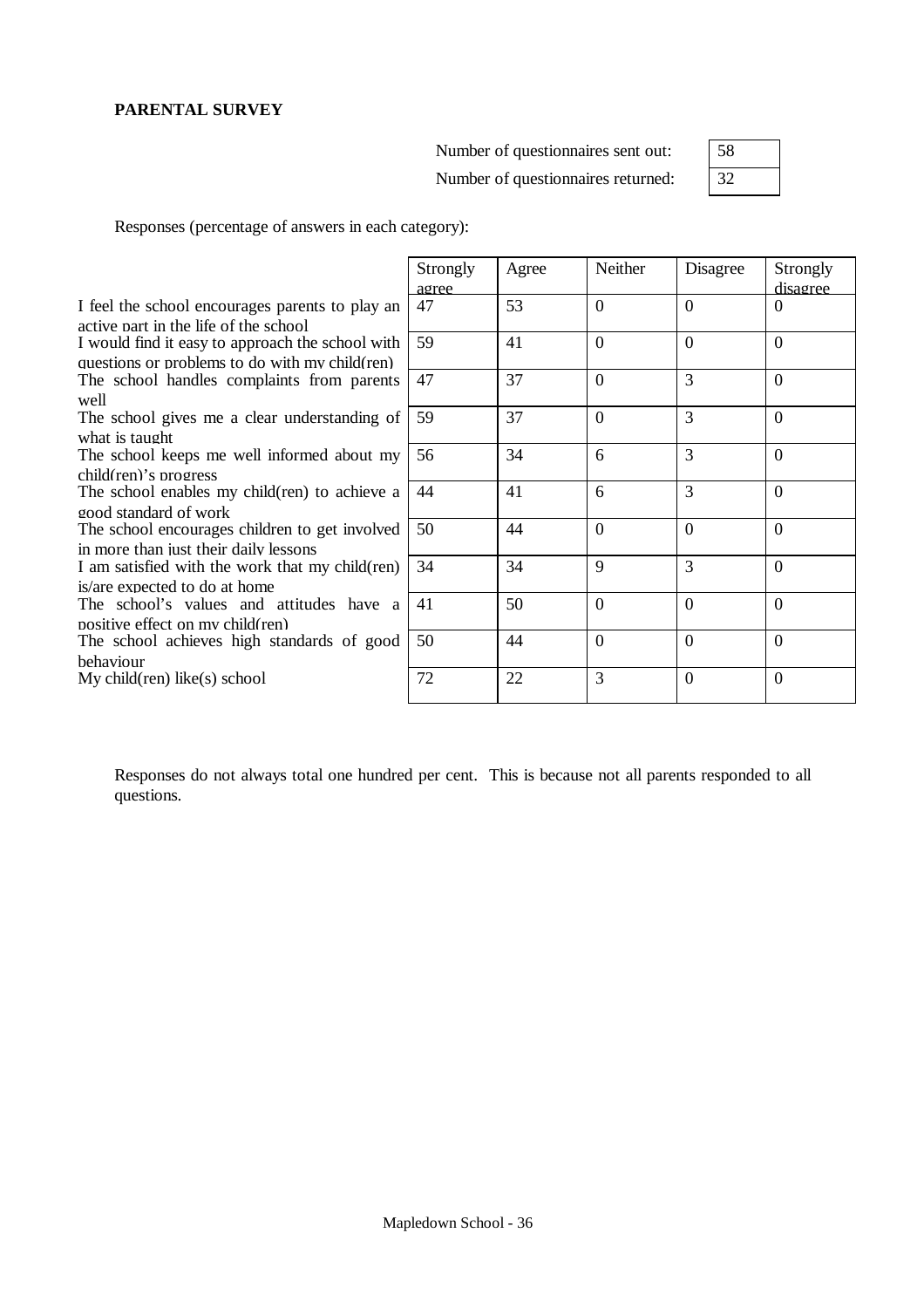**PARENTAL SURVEY**

| | |
|---|---|
| Number of questionnaires sent out: | 58 |
| Number of questionnaires returned: | 32 |

Responses (percentage of answers in each category):

| | Strongly agree | Agree | Neither | Disagree | Strongly disagree |
|---|---|---|---|---|---|
| I feel the school encourages parents to play an active part in the life of the school | 47 | 53 | 0 | 0 | 0 |
| I would find it easy to approach the school with questions or problems to do with my child(ren) | 59 | 41 | 0 | 0 | 0 |
| The school handles complaints from parents well | 47 | 37 | 0 | 3 | 0 |
| The school gives me a clear understanding of what is taught | 59 | 37 | 0 | 3 | 0 |
| The school keeps me well informed about my child(ren)'s progress | 56 | 34 | 6 | 3 | 0 |
| The school enables my child(ren) to achieve a good standard of work | 44 | 41 | 6 | 3 | 0 |
| The school encourages children to get involved in more than just their daily lessons | 50 | 44 | 0 | 0 | 0 |
| I am satisfied with the work that my child(ren) is/are expected to do at home | 34 | 34 | 9 | 3 | 0 |
| The school's values and attitudes have a positive effect on my child(ren) | 41 | 50 | 0 | 0 | 0 |
| The school achieves high standards of good behaviour | 50 | 44 | 0 | 0 | 0 |
| My child(ren) like(s) school | 72 | 22 | 3 | 0 | 0 |

Responses do not always total one hundred per cent. This is because not all parents responded to all questions.